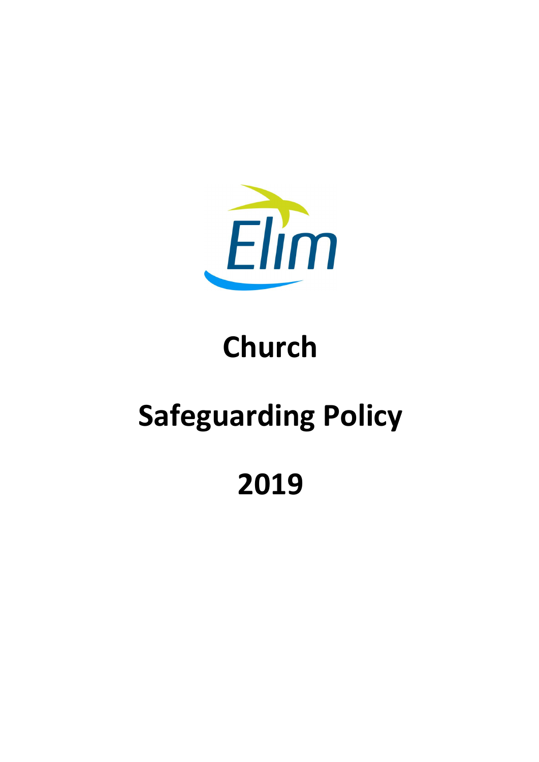Elim

# Church

# Safeguarding Policy

# 2019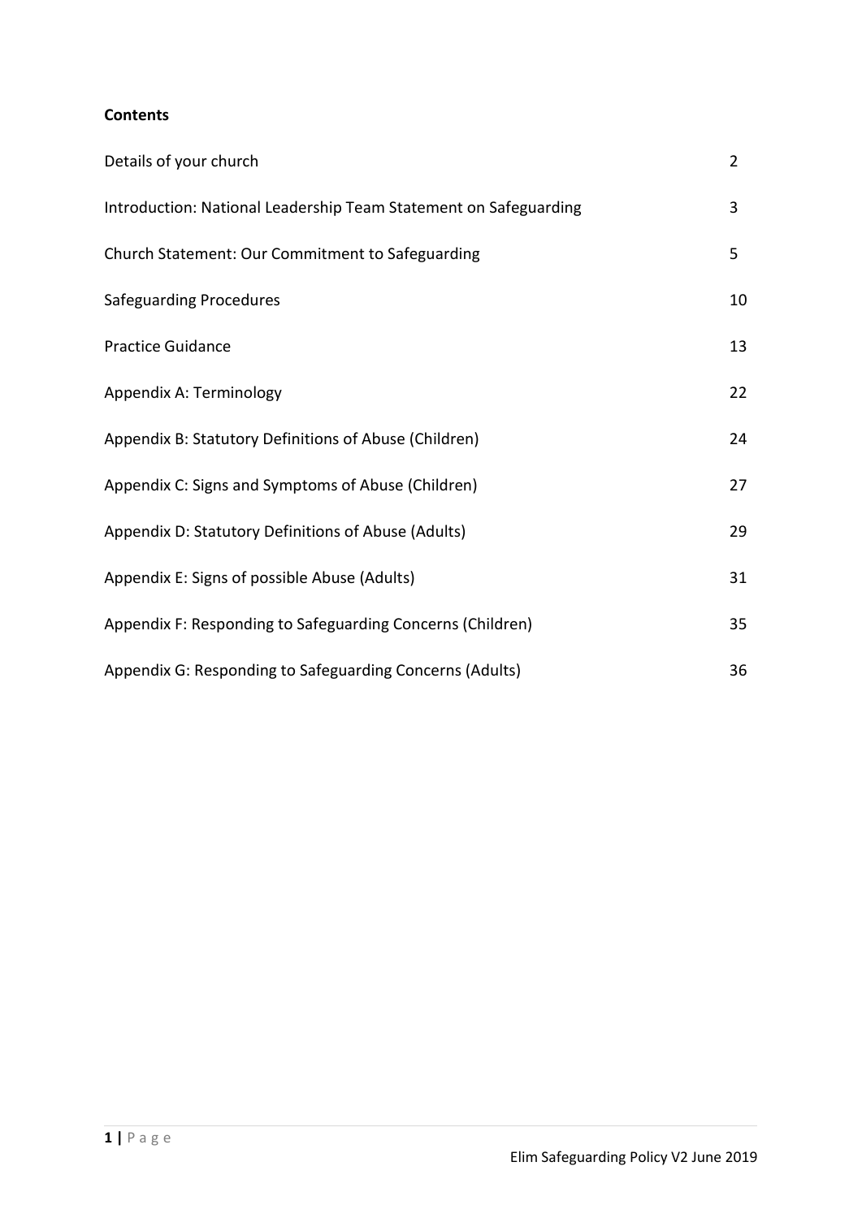**Contents**

| | |
|---|---|
| Details of your church | 2 |
| Introduction: National Leadership Team Statement on Safeguarding | 3 |
| Church Statement: Our Commitment to Safeguarding | 5 |
| Safeguarding Procedures | 10 |
| Practice Guidance | 13 |
| Appendix A: Terminology | 22 |
| Appendix B: Statutory Definitions of Abuse (Children) | 24 |
| Appendix C: Signs and Symptoms of Abuse (Children) | 27 |
| Appendix D: Statutory Definitions of Abuse (Adults) | 29 |
| Appendix E: Signs of possible Abuse (Adults) | 31 |
| Appendix F: Responding to Safeguarding Concerns (Children) | 35 |
| Appendix G: Responding to Safeguarding Concerns (Adults) | 36 |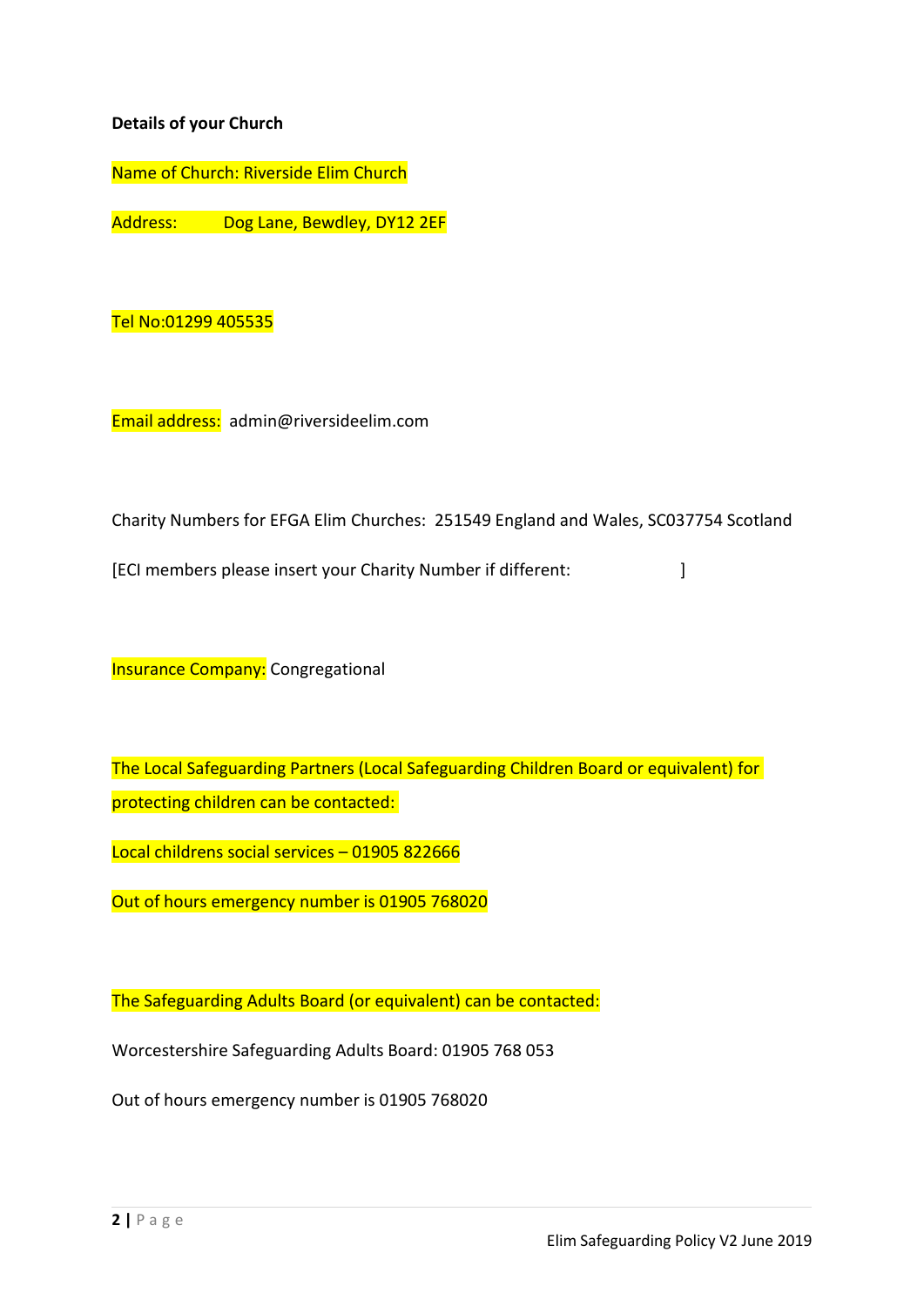**Details of your Church**

Name of Church: Riverside Elim Church

Address: Dog Lane, Bewdley, DY12 2EF

Tel No:01299 405535

Email address: admin@riversideelim.com

Charity Numbers for EFGA Elim Churches: 251549 England and Wales, SC037754 Scotland

[ECI members please insert your Charity Number if different: ]

Insurance Company: Congregational

The Local Safeguarding Partners (Local Safeguarding Children Board or equivalent) for protecting children can be contacted:

Local childrens social services – 01905 822666

Out of hours emergency number is 01905 768020

The Safeguarding Adults Board (or equivalent) can be contacted:

Worcestershire Safeguarding Adults Board: 01905 768 053

Out of hours emergency number is 01905 768020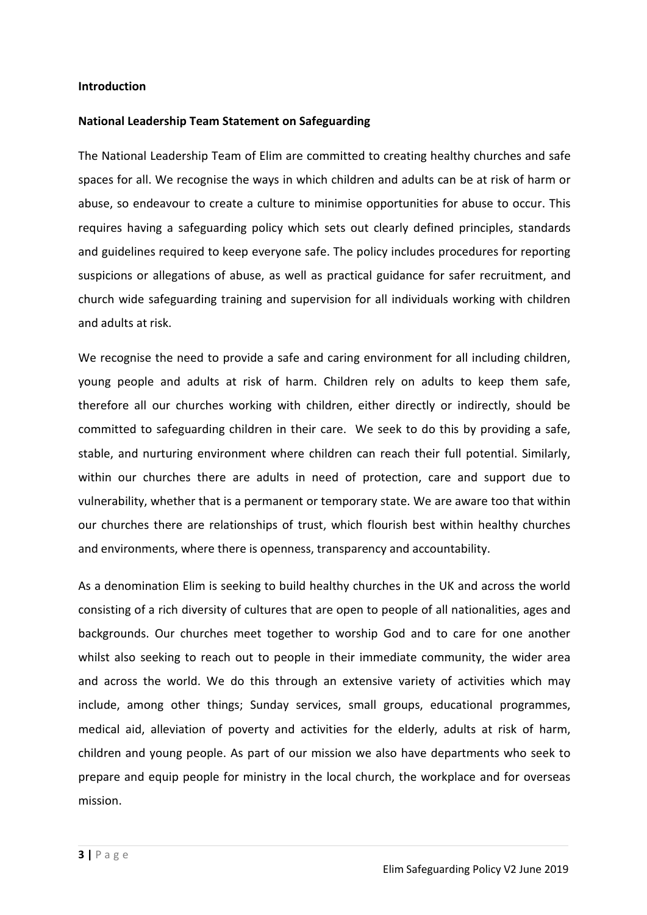**Introduction**

**National Leadership Team Statement on Safeguarding**

The National Leadership Team of Elim are committed to creating healthy churches and safe spaces for all. We recognise the ways in which children and adults can be at risk of harm or abuse, so endeavour to create a culture to minimise opportunities for abuse to occur. This requires having a safeguarding policy which sets out clearly defined principles, standards and guidelines required to keep everyone safe. The policy includes procedures for reporting suspicions or allegations of abuse, as well as practical guidance for safer recruitment, and church wide safeguarding training and supervision for all individuals working with children and adults at risk.

We recognise the need to provide a safe and caring environment for all including children, young people and adults at risk of harm. Children rely on adults to keep them safe, therefore all our churches working with children, either directly or indirectly, should be committed to safeguarding children in their care. We seek to do this by providing a safe, stable, and nurturing environment where children can reach their full potential. Similarly, within our churches there are adults in need of protection, care and support due to vulnerability, whether that is a permanent or temporary state. We are aware too that within our churches there are relationships of trust, which flourish best within healthy churches and environments, where there is openness, transparency and accountability.

As a denomination Elim is seeking to build healthy churches in the UK and across the world consisting of a rich diversity of cultures that are open to people of all nationalities, ages and backgrounds. Our churches meet together to worship God and to care for one another whilst also seeking to reach out to people in their immediate community, the wider area and across the world. We do this through an extensive variety of activities which may include, among other things; Sunday services, small groups, educational programmes, medical aid, alleviation of poverty and activities for the elderly, adults at risk of harm, children and young people. As part of our mission we also have departments who seek to prepare and equip people for ministry in the local church, the workplace and for overseas mission.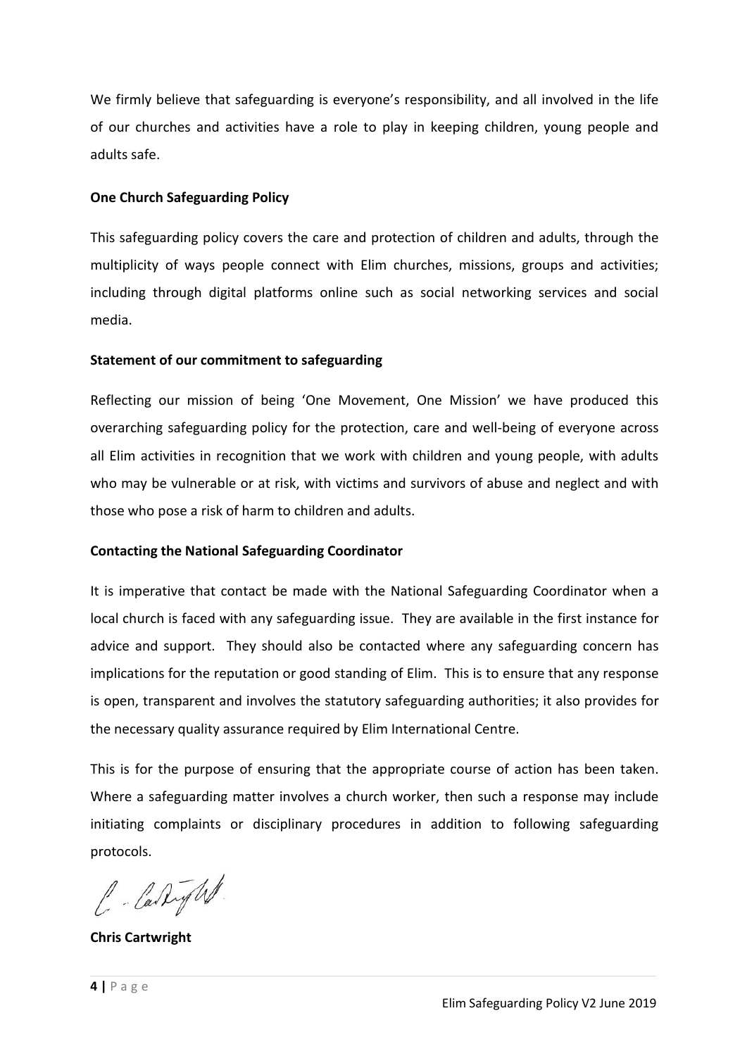We firmly believe that safeguarding is everyone's responsibility, and all involved in the life of our churches and activities have a role to play in keeping children, young people and adults safe.

**One Church Safeguarding Policy**

This safeguarding policy covers the care and protection of children and adults, through the multiplicity of ways people connect with Elim churches, missions, groups and activities; including through digital platforms online such as social networking services and social media.

**Statement of our commitment to safeguarding**

Reflecting our mission of being 'One Movement, One Mission' we have produced this overarching safeguarding policy for the protection, care and well-being of everyone across all Elim activities in recognition that we work with children and young people, with adults who may be vulnerable or at risk, with victims and survivors of abuse and neglect and with those who pose a risk of harm to children and adults.

**Contacting the National Safeguarding Coordinator**

It is imperative that contact be made with the National Safeguarding Coordinator when a local church is faced with any safeguarding issue. They are available in the first instance for advice and support. They should also be contacted where any safeguarding concern has implications for the reputation or good standing of Elim. This is to ensure that any response is open, transparent and involves the statutory safeguarding authorities; it also provides for the necessary quality assurance required by Elim International Centre.

This is for the purpose of ensuring that the appropriate course of action has been taken. Where a safeguarding matter involves a church worker, then such a response may include initiating complaints or disciplinary procedures in addition to following safeguarding protocols.

**Chris Cartwright**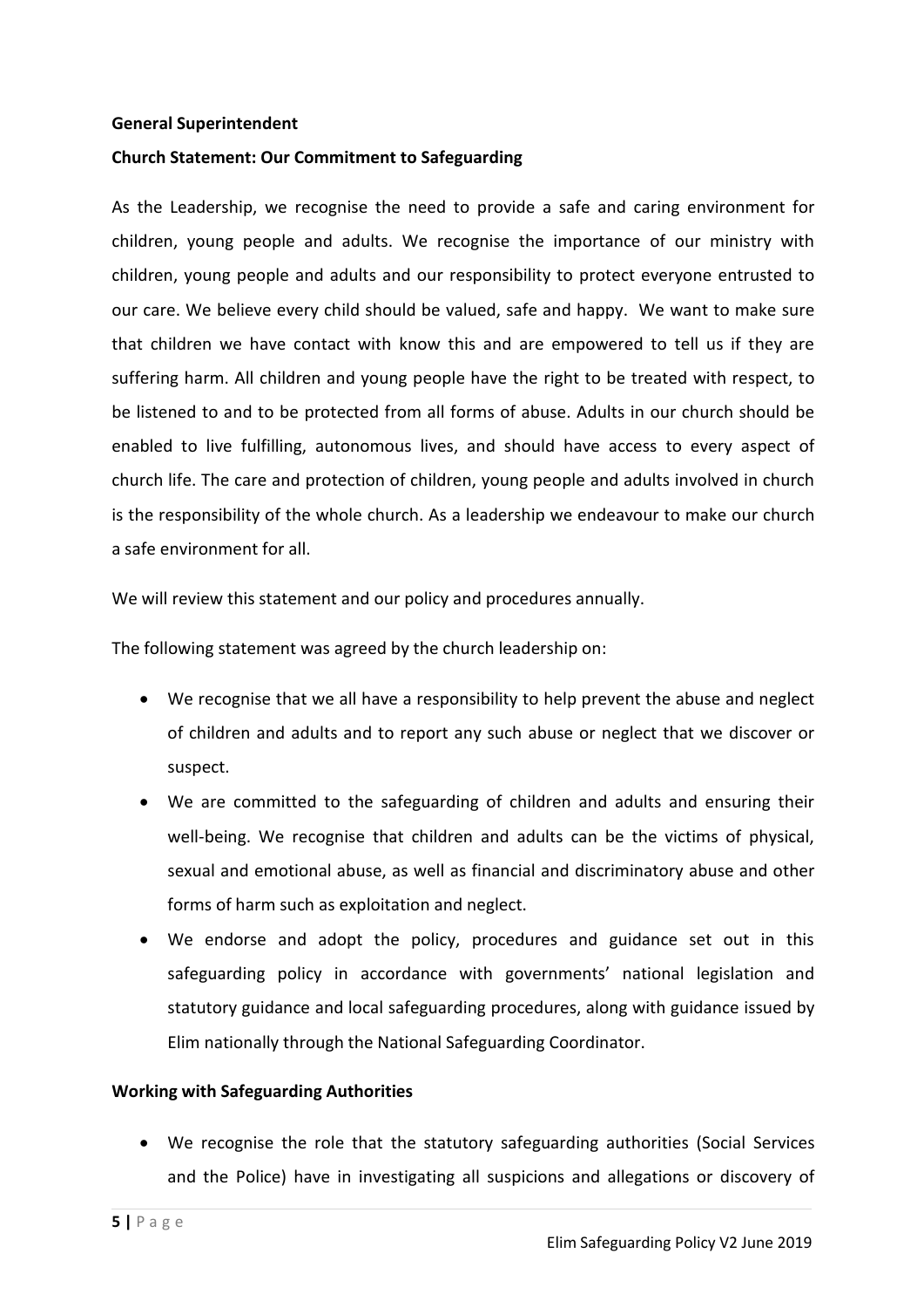**General Superintendent**

**Church Statement: Our Commitment to Safeguarding**

As the Leadership, we recognise the need to provide a safe and caring environment for children, young people and adults. We recognise the importance of our ministry with children, young people and adults and our responsibility to protect everyone entrusted to our care. We believe every child should be valued, safe and happy. We want to make sure that children we have contact with know this and are empowered to tell us if they are suffering harm. All children and young people have the right to be treated with respect, to be listened to and to be protected from all forms of abuse. Adults in our church should be enabled to live fulfilling, autonomous lives, and should have access to every aspect of church life. The care and protection of children, young people and adults involved in church is the responsibility of the whole church. As a leadership we endeavour to make our church a safe environment for all.

We will review this statement and our policy and procedures annually.

The following statement was agreed by the church leadership on:

- We recognise that we all have a responsibility to help prevent the abuse and neglect of children and adults and to report any such abuse or neglect that we discover or suspect.
- We are committed to the safeguarding of children and adults and ensuring their well-being. We recognise that children and adults can be the victims of physical, sexual and emotional abuse, as well as financial and discriminatory abuse and other forms of harm such as exploitation and neglect.
- We endorse and adopt the policy, procedures and guidance set out in this safeguarding policy in accordance with governments' national legislation and statutory guidance and local safeguarding procedures, along with guidance issued by Elim nationally through the National Safeguarding Coordinator.

**Working with Safeguarding Authorities**

- We recognise the role that the statutory safeguarding authorities (Social Services and the Police) have in investigating all suspicions and allegations or discovery of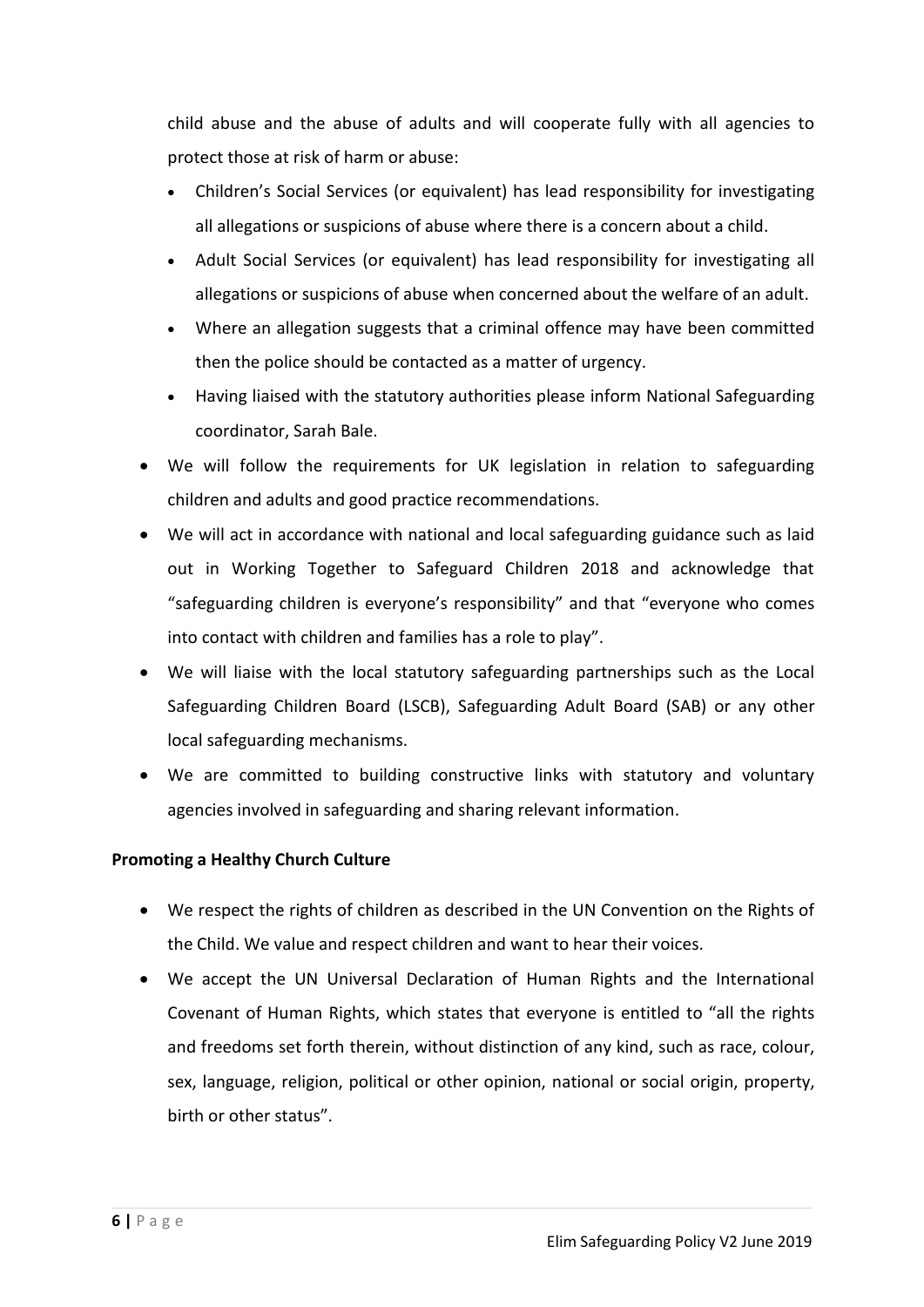child abuse and the abuse of adults and will cooperate fully with all agencies to protect those at risk of harm or abuse:

- Children's Social Services (or equivalent) has lead responsibility for investigating all allegations or suspicions of abuse where there is a concern about a child.
- Adult Social Services (or equivalent) has lead responsibility for investigating all allegations or suspicions of abuse when concerned about the welfare of an adult.
- Where an allegation suggests that a criminal offence may have been committed then the police should be contacted as a matter of urgency.
- Having liaised with the statutory authorities please inform National Safeguarding coordinator, Sarah Bale.

- We will follow the requirements for UK legislation in relation to safeguarding children and adults and good practice recommendations.
- We will act in accordance with national and local safeguarding guidance such as laid out in Working Together to Safeguard Children 2018 and acknowledge that "safeguarding children is everyone's responsibility" and that "everyone who comes into contact with children and families has a role to play".
- We will liaise with the local statutory safeguarding partnerships such as the Local Safeguarding Children Board (LSCB), Safeguarding Adult Board (SAB) or any other local safeguarding mechanisms.
- We are committed to building constructive links with statutory and voluntary agencies involved in safeguarding and sharing relevant information.

**Promoting a Healthy Church Culture**

- We respect the rights of children as described in the UN Convention on the Rights of the Child. We value and respect children and want to hear their voices.
- We accept the UN Universal Declaration of Human Rights and the International Covenant of Human Rights, which states that everyone is entitled to "all the rights and freedoms set forth therein, without distinction of any kind, such as race, colour, sex, language, religion, political or other opinion, national or social origin, property, birth or other status".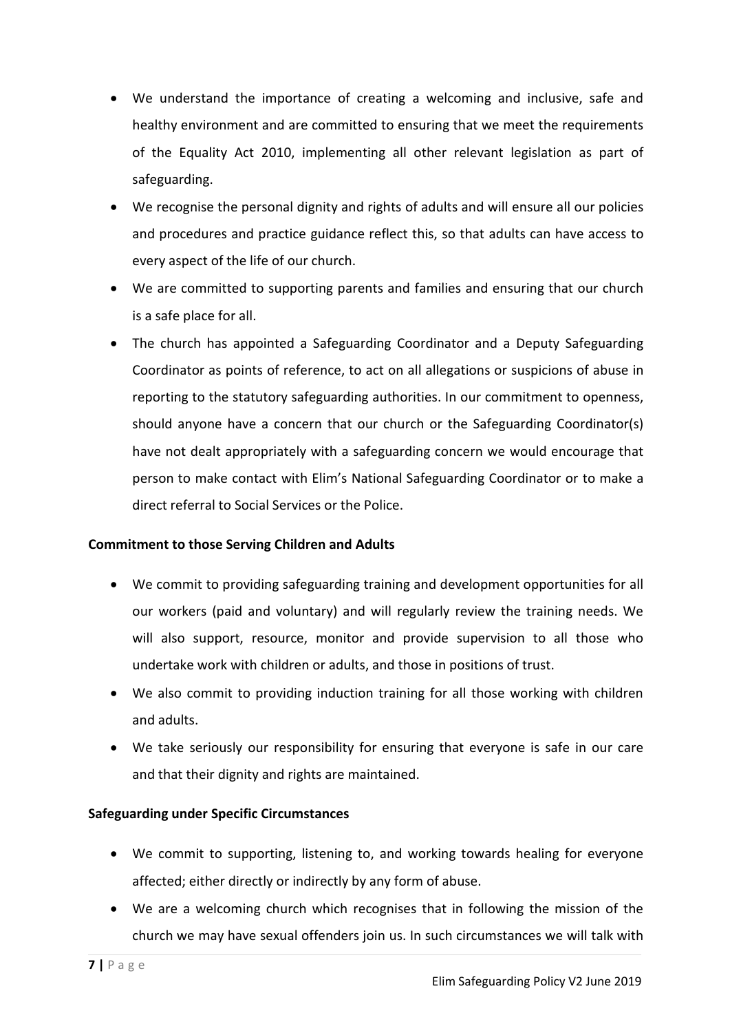- We understand the importance of creating a welcoming and inclusive, safe and healthy environment and are committed to ensuring that we meet the requirements of the Equality Act 2010, implementing all other relevant legislation as part of safeguarding.
- We recognise the personal dignity and rights of adults and will ensure all our policies and procedures and practice guidance reflect this, so that adults can have access to every aspect of the life of our church.
- We are committed to supporting parents and families and ensuring that our church is a safe place for all.
- The church has appointed a Safeguarding Coordinator and a Deputy Safeguarding Coordinator as points of reference, to act on all allegations or suspicions of abuse in reporting to the statutory safeguarding authorities. In our commitment to openness, should anyone have a concern that our church or the Safeguarding Coordinator(s) have not dealt appropriately with a safeguarding concern we would encourage that person to make contact with Elim's National Safeguarding Coordinator or to make a direct referral to Social Services or the Police.

**Commitment to those Serving Children and Adults**

- We commit to providing safeguarding training and development opportunities for all our workers (paid and voluntary) and will regularly review the training needs. We will also support, resource, monitor and provide supervision to all those who undertake work with children or adults, and those in positions of trust.
- We also commit to providing induction training for all those working with children and adults.
- We take seriously our responsibility for ensuring that everyone is safe in our care and that their dignity and rights are maintained.

**Safeguarding under Specific Circumstances**

- We commit to supporting, listening to, and working towards healing for everyone affected; either directly or indirectly by any form of abuse.
- We are a welcoming church which recognises that in following the mission of the church we may have sexual offenders join us. In such circumstances we will talk with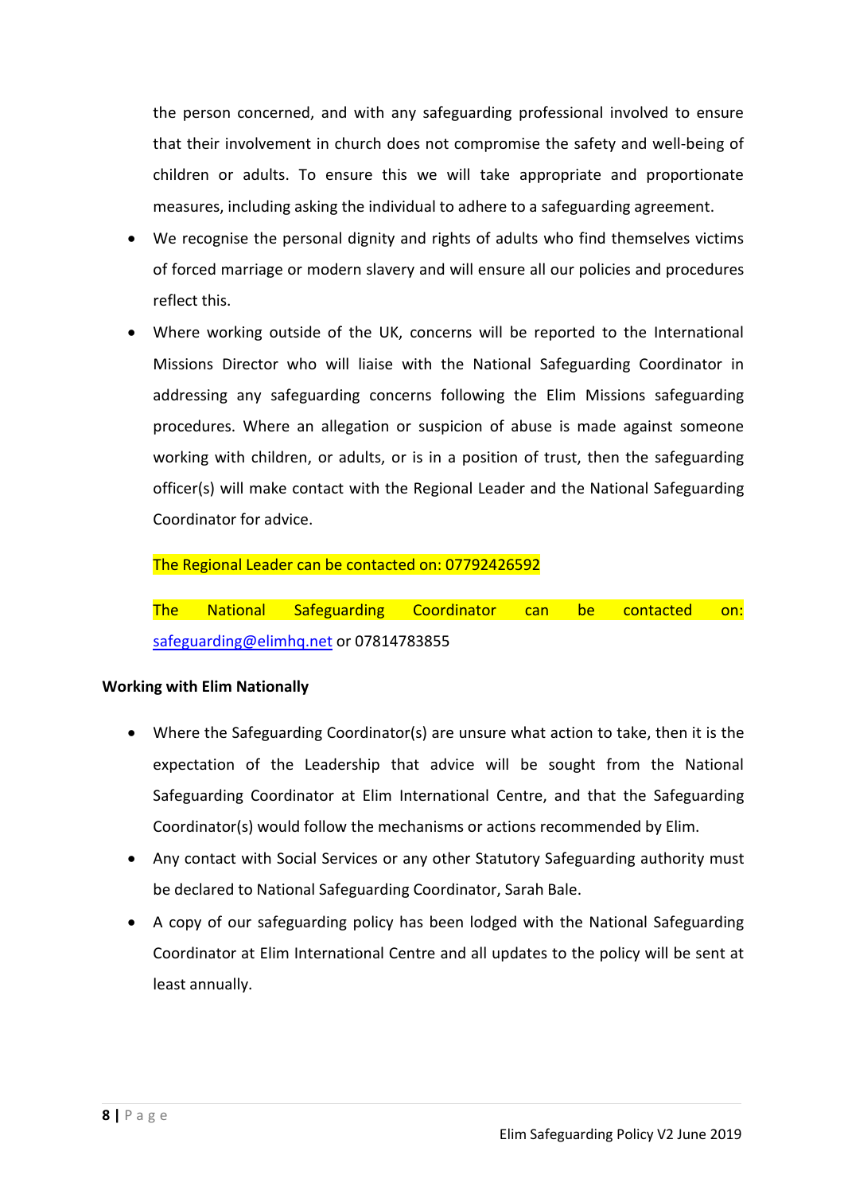the person concerned, and with any safeguarding professional involved to ensure that their involvement in church does not compromise the safety and well-being of children or adults. To ensure this we will take appropriate and proportionate measures, including asking the individual to adhere to a safeguarding agreement.

- We recognise the personal dignity and rights of adults who find themselves victims of forced marriage or modern slavery and will ensure all our policies and procedures reflect this.
- Where working outside of the UK, concerns will be reported to the International Missions Director who will liaise with the National Safeguarding Coordinator in addressing any safeguarding concerns following the Elim Missions safeguarding procedures. Where an allegation or suspicion of abuse is made against someone working with children, or adults, or is in a position of trust, then the safeguarding officer(s) will make contact with the Regional Leader and the National Safeguarding Coordinator for advice.

The Regional Leader can be contacted on: 07792426592

The National Safeguarding Coordinator can be contacted on: safeguarding@elimhq.net or 07814783855

**Working with Elim Nationally**

- Where the Safeguarding Coordinator(s) are unsure what action to take, then it is the expectation of the Leadership that advice will be sought from the National Safeguarding Coordinator at Elim International Centre, and that the Safeguarding Coordinator(s) would follow the mechanisms or actions recommended by Elim.
- Any contact with Social Services or any other Statutory Safeguarding authority must be declared to National Safeguarding Coordinator, Sarah Bale.
- A copy of our safeguarding policy has been lodged with the National Safeguarding Coordinator at Elim International Centre and all updates to the policy will be sent at least annually.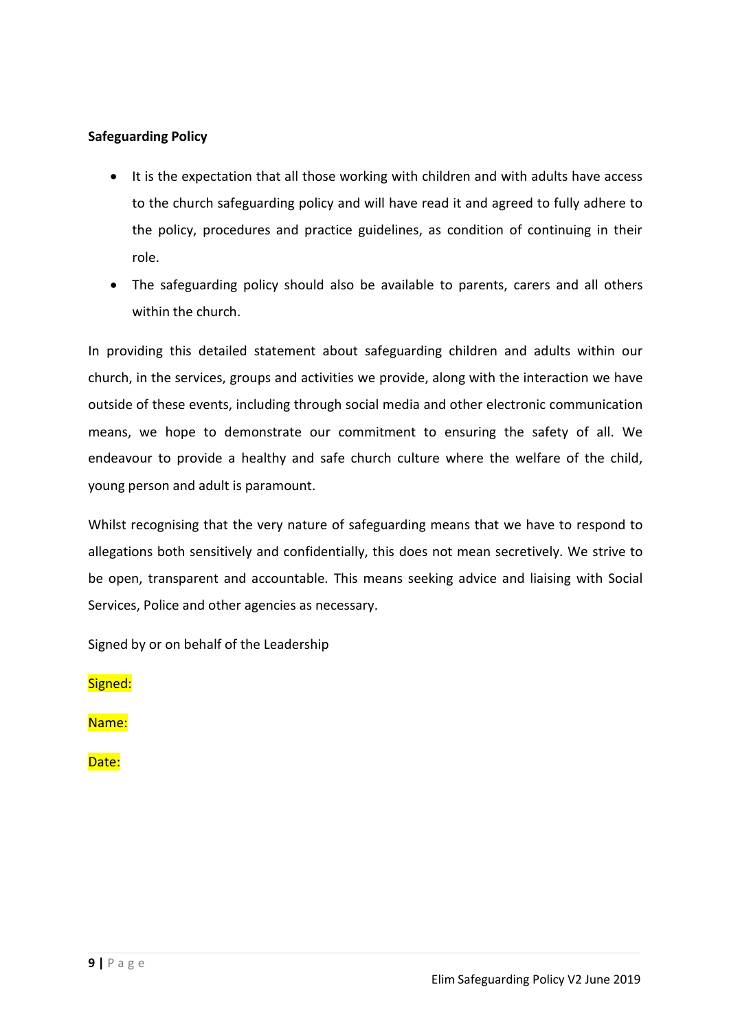**Safeguarding Policy**

- It is the expectation that all those working with children and with adults have access to the church safeguarding policy and will have read it and agreed to fully adhere to the policy, procedures and practice guidelines, as condition of continuing in their role.
- The safeguarding policy should also be available to parents, carers and all others within the church.

In providing this detailed statement about safeguarding children and adults within our church, in the services, groups and activities we provide, along with the interaction we have outside of these events, including through social media and other electronic communication means, we hope to demonstrate our commitment to ensuring the safety of all. We endeavour to provide a healthy and safe church culture where the welfare of the child, young person and adult is paramount.

Whilst recognising that the very nature of safeguarding means that we have to respond to allegations both sensitively and confidentially, this does not mean secretively. We strive to be open, transparent and accountable. This means seeking advice and liaising with Social Services, Police and other agencies as necessary.

Signed by or on behalf of the Leadership

Signed:

Name:

Date: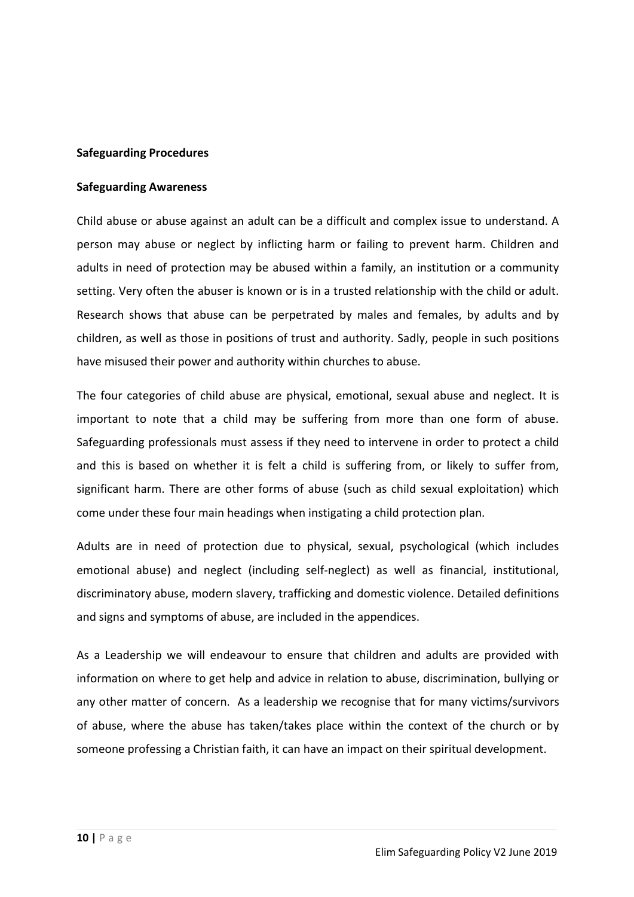**Safeguarding Procedures**

**Safeguarding Awareness**

Child abuse or abuse against an adult can be a difficult and complex issue to understand. A person may abuse or neglect by inflicting harm or failing to prevent harm. Children and adults in need of protection may be abused within a family, an institution or a community setting. Very often the abuser is known or is in a trusted relationship with the child or adult. Research shows that abuse can be perpetrated by males and females, by adults and by children, as well as those in positions of trust and authority. Sadly, people in such positions have misused their power and authority within churches to abuse.

The four categories of child abuse are physical, emotional, sexual abuse and neglect. It is important to note that a child may be suffering from more than one form of abuse. Safeguarding professionals must assess if they need to intervene in order to protect a child and this is based on whether it is felt a child is suffering from, or likely to suffer from, significant harm. There are other forms of abuse (such as child sexual exploitation) which come under these four main headings when instigating a child protection plan.

Adults are in need of protection due to physical, sexual, psychological (which includes emotional abuse) and neglect (including self-neglect) as well as financial, institutional, discriminatory abuse, modern slavery, trafficking and domestic violence. Detailed definitions and signs and symptoms of abuse, are included in the appendices.

As a Leadership we will endeavour to ensure that children and adults are provided with information on where to get help and advice in relation to abuse, discrimination, bullying or any other matter of concern. As a leadership we recognise that for many victims/survivors of abuse, where the abuse has taken/takes place within the context of the church or by someone professing a Christian faith, it can have an impact on their spiritual development.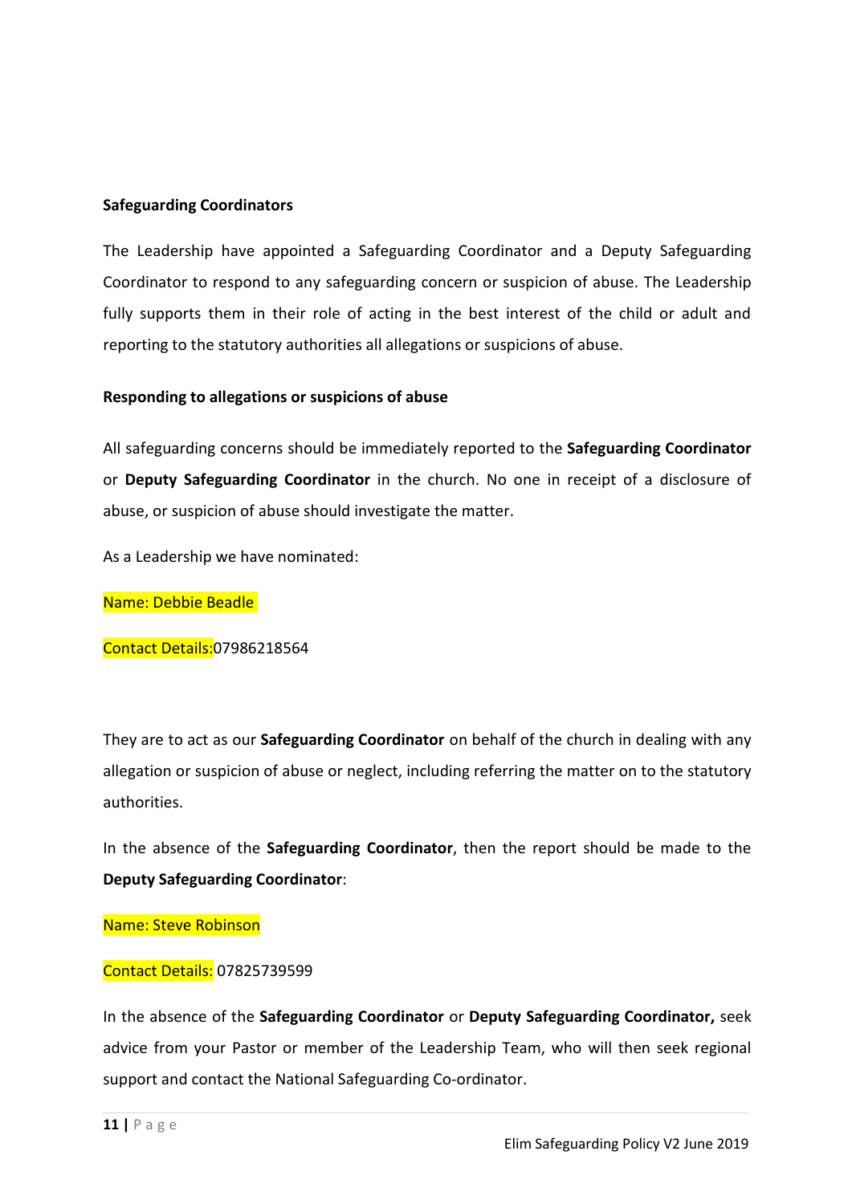**Safeguarding Coordinators**

The Leadership have appointed a Safeguarding Coordinator and a Deputy Safeguarding Coordinator to respond to any safeguarding concern or suspicion of abuse. The Leadership fully supports them in their role of acting in the best interest of the child or adult and reporting to the statutory authorities all allegations or suspicions of abuse.

**Responding to allegations or suspicions of abuse**

All safeguarding concerns should be immediately reported to the **Safeguarding Coordinator** or **Deputy Safeguarding Coordinator** in the church. No one in receipt of a disclosure of abuse, or suspicion of abuse should investigate the matter.

As a Leadership we have nominated:

Name: Debbie Beadle

Contact Details:07986218564

They are to act as our **Safeguarding Coordinator** on behalf of the church in dealing with any allegation or suspicion of abuse or neglect, including referring the matter on to the statutory authorities.

In the absence of the **Safeguarding Coordinator**, then the report should be made to the **Deputy Safeguarding Coordinator**:

Name: Steve Robinson

Contact Details: 07825739599

In the absence of the **Safeguarding Coordinator** or **Deputy Safeguarding Coordinator,** seek advice from your Pastor or member of the Leadership Team, who will then seek regional support and contact the National Safeguarding Co-ordinator.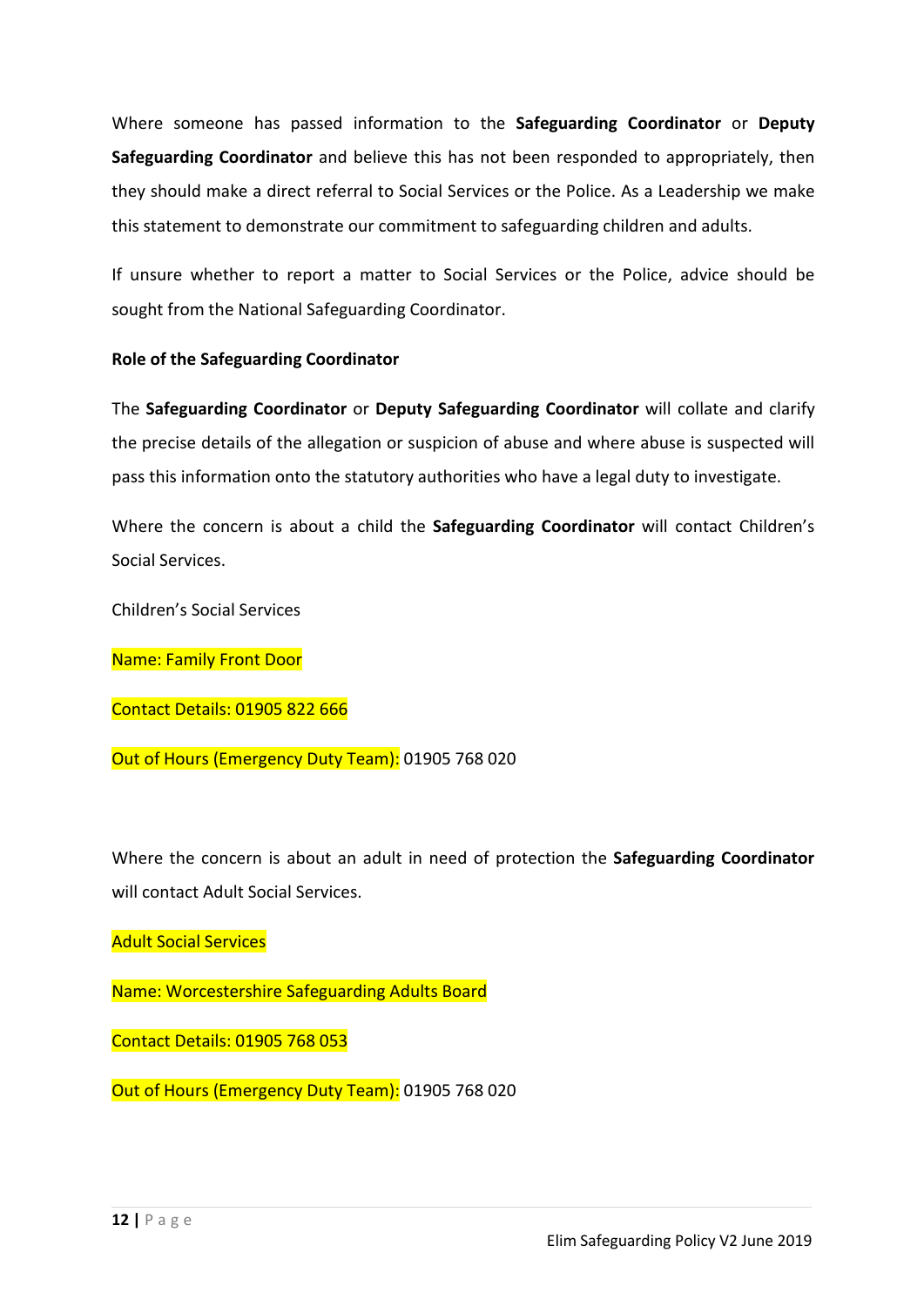Where someone has passed information to the **Safeguarding Coordinator** or **Deputy Safeguarding Coordinator** and believe this has not been responded to appropriately, then they should make a direct referral to Social Services or the Police. As a Leadership we make this statement to demonstrate our commitment to safeguarding children and adults.

If unsure whether to report a matter to Social Services or the Police, advice should be sought from the National Safeguarding Coordinator.

**Role of the Safeguarding Coordinator**

The **Safeguarding Coordinator** or **Deputy Safeguarding Coordinator** will collate and clarify the precise details of the allegation or suspicion of abuse and where abuse is suspected will pass this information onto the statutory authorities who have a legal duty to investigate.

Where the concern is about a child the **Safeguarding Coordinator** will contact Children's Social Services.

Children's Social Services

Name: Family Front Door

Contact Details: 01905 822 666

Out of Hours (Emergency Duty Team): 01905 768 020

Where the concern is about an adult in need of protection the **Safeguarding Coordinator** will contact Adult Social Services.

Adult Social Services

Name: Worcestershire Safeguarding Adults Board

Contact Details: 01905 768 053

Out of Hours (Emergency Duty Team): 01905 768 020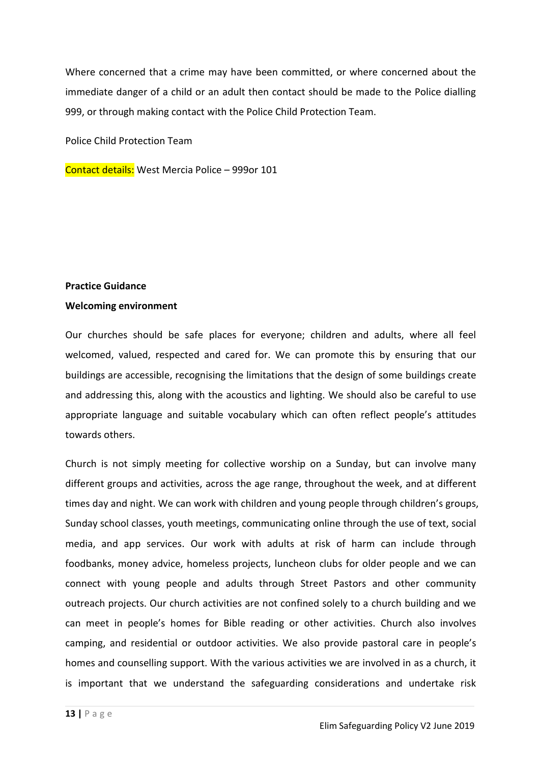Where concerned that a crime may have been committed, or where concerned about the immediate danger of a child or an adult then contact should be made to the Police dialling 999, or through making contact with the Police Child Protection Team.

Police Child Protection Team

Contact details: West Mercia Police – 999or 101

**Practice Guidance**

**Welcoming environment**

Our churches should be safe places for everyone; children and adults, where all feel welcomed, valued, respected and cared for. We can promote this by ensuring that our buildings are accessible, recognising the limitations that the design of some buildings create and addressing this, along with the acoustics and lighting. We should also be careful to use appropriate language and suitable vocabulary which can often reflect people's attitudes towards others.

Church is not simply meeting for collective worship on a Sunday, but can involve many different groups and activities, across the age range, throughout the week, and at different times day and night. We can work with children and young people through children's groups, Sunday school classes, youth meetings, communicating online through the use of text, social media, and app services. Our work with adults at risk of harm can include through foodbanks, money advice, homeless projects, luncheon clubs for older people and we can connect with young people and adults through Street Pastors and other community outreach projects. Our church activities are not confined solely to a church building and we can meet in people's homes for Bible reading or other activities. Church also involves camping, and residential or outdoor activities. We also provide pastoral care in people's homes and counselling support. With the various activities we are involved in as a church, it is important that we understand the safeguarding considerations and undertake risk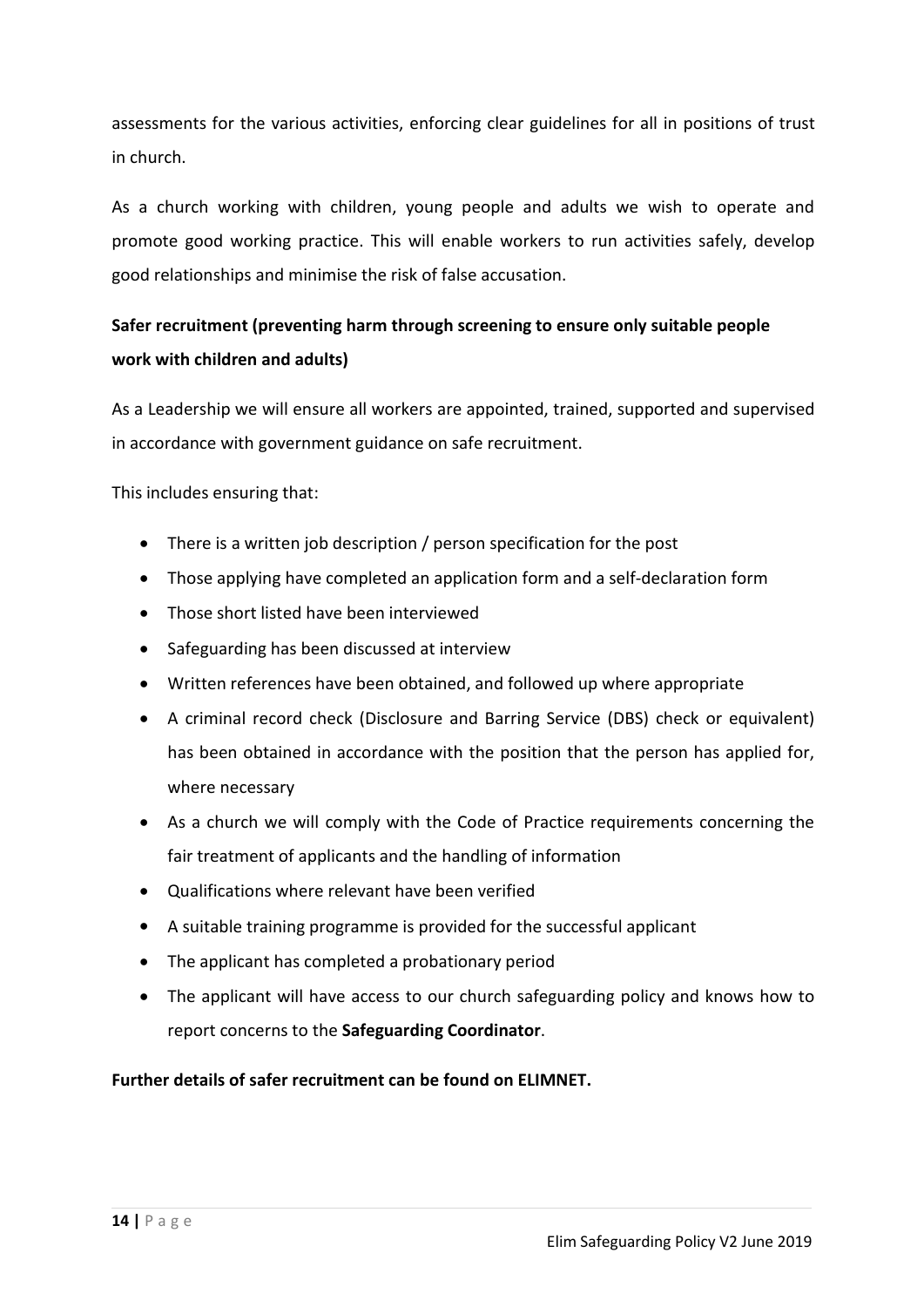assessments for the various activities, enforcing clear guidelines for all in positions of trust in church.

As a church working with children, young people and adults we wish to operate and promote good working practice. This will enable workers to run activities safely, develop good relationships and minimise the risk of false accusation.

**Safer recruitment (preventing harm through screening to ensure only suitable people work with children and adults)**

As a Leadership we will ensure all workers are appointed, trained, supported and supervised in accordance with government guidance on safe recruitment.

This includes ensuring that:

- There is a written job description / person specification for the post
- Those applying have completed an application form and a self-declaration form
- Those short listed have been interviewed
- Safeguarding has been discussed at interview
- Written references have been obtained, and followed up where appropriate
- A criminal record check (Disclosure and Barring Service (DBS) check or equivalent) has been obtained in accordance with the position that the person has applied for, where necessary
- As a church we will comply with the Code of Practice requirements concerning the fair treatment of applicants and the handling of information
- Qualifications where relevant have been verified
- A suitable training programme is provided for the successful applicant
- The applicant has completed a probationary period
- The applicant will have access to our church safeguarding policy and knows how to report concerns to the **Safeguarding Coordinator**.

**Further details of safer recruitment can be found on ELIMNET.**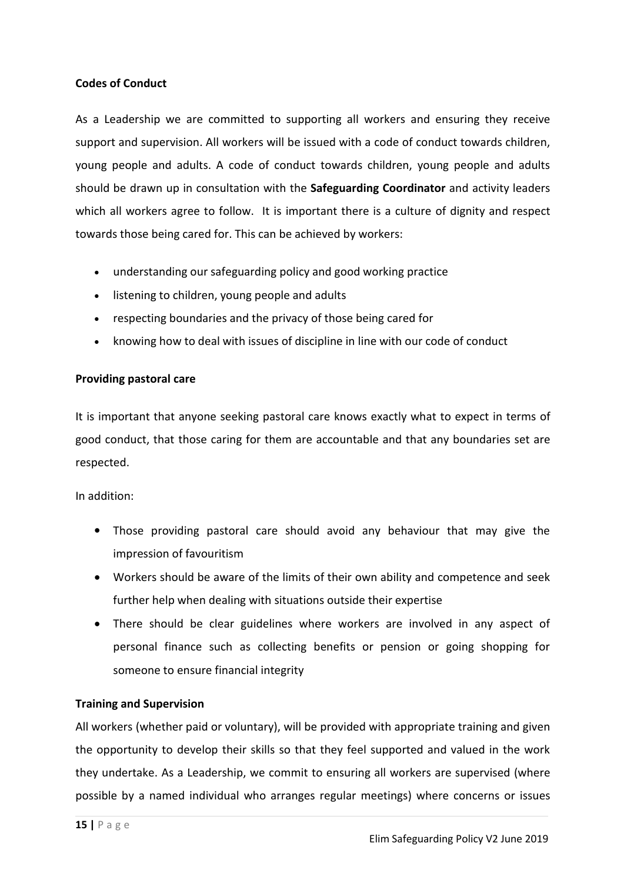**Codes of Conduct**

As a Leadership we are committed to supporting all workers and ensuring they receive support and supervision. All workers will be issued with a code of conduct towards children, young people and adults. A code of conduct towards children, young people and adults should be drawn up in consultation with the **Safeguarding Coordinator** and activity leaders which all workers agree to follow. It is important there is a culture of dignity and respect towards those being cared for. This can be achieved by workers:

- understanding our safeguarding policy and good working practice
- listening to children, young people and adults
- respecting boundaries and the privacy of those being cared for
- knowing how to deal with issues of discipline in line with our code of conduct

**Providing pastoral care**

It is important that anyone seeking pastoral care knows exactly what to expect in terms of good conduct, that those caring for them are accountable and that any boundaries set are respected.

In addition:

- Those providing pastoral care should avoid any behaviour that may give the impression of favouritism
- Workers should be aware of the limits of their own ability and competence and seek further help when dealing with situations outside their expertise
- There should be clear guidelines where workers are involved in any aspect of personal finance such as collecting benefits or pension or going shopping for someone to ensure financial integrity

**Training and Supervision**

All workers (whether paid or voluntary), will be provided with appropriate training and given the opportunity to develop their skills so that they feel supported and valued in the work they undertake. As a Leadership, we commit to ensuring all workers are supervised (where possible by a named individual who arranges regular meetings) where concerns or issues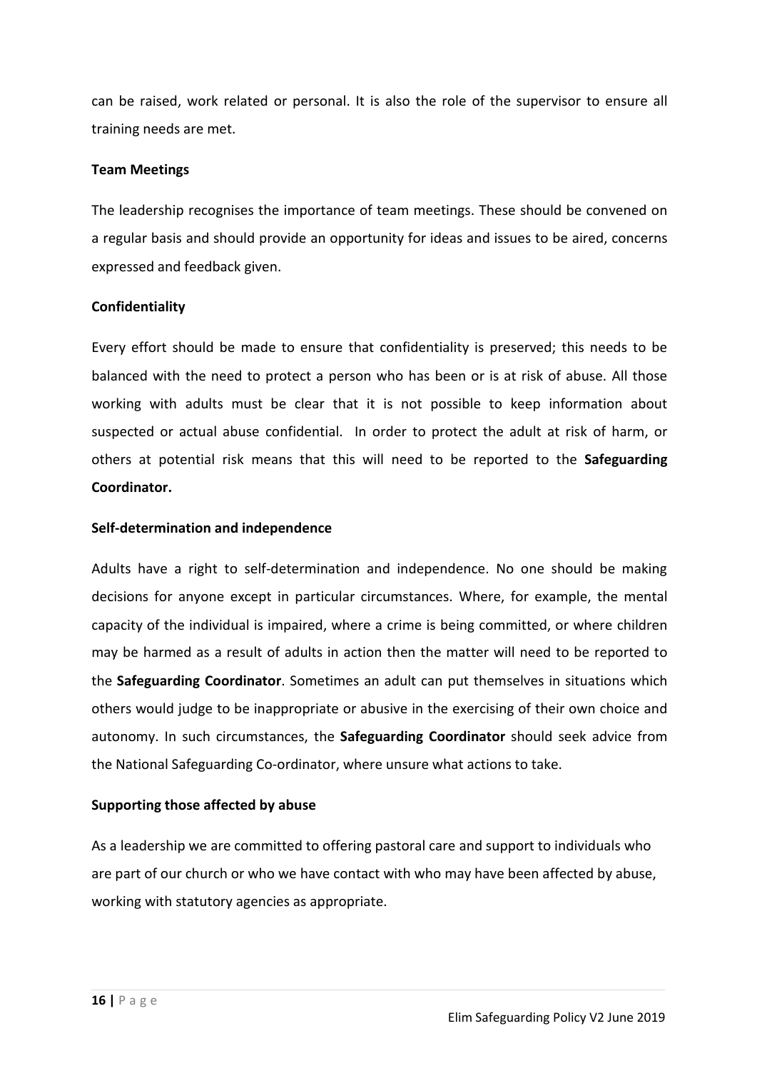can be raised, work related or personal. It is also the role of the supervisor to ensure all training needs are met.

**Team Meetings**

The leadership recognises the importance of team meetings. These should be convened on a regular basis and should provide an opportunity for ideas and issues to be aired, concerns expressed and feedback given.

**Confidentiality**

Every effort should be made to ensure that confidentiality is preserved; this needs to be balanced with the need to protect a person who has been or is at risk of abuse. All those working with adults must be clear that it is not possible to keep information about suspected or actual abuse confidential. In order to protect the adult at risk of harm, or others at potential risk means that this will need to be reported to the **Safeguarding Coordinator.**

**Self-determination and independence**

Adults have a right to self-determination and independence. No one should be making decisions for anyone except in particular circumstances. Where, for example, the mental capacity of the individual is impaired, where a crime is being committed, or where children may be harmed as a result of adults in action then the matter will need to be reported to the **Safeguarding Coordinator**. Sometimes an adult can put themselves in situations which others would judge to be inappropriate or abusive in the exercising of their own choice and autonomy. In such circumstances, the **Safeguarding Coordinator** should seek advice from the National Safeguarding Co-ordinator, where unsure what actions to take.

**Supporting those affected by abuse**

As a leadership we are committed to offering pastoral care and support to individuals who are part of our church or who we have contact with who may have been affected by abuse, working with statutory agencies as appropriate.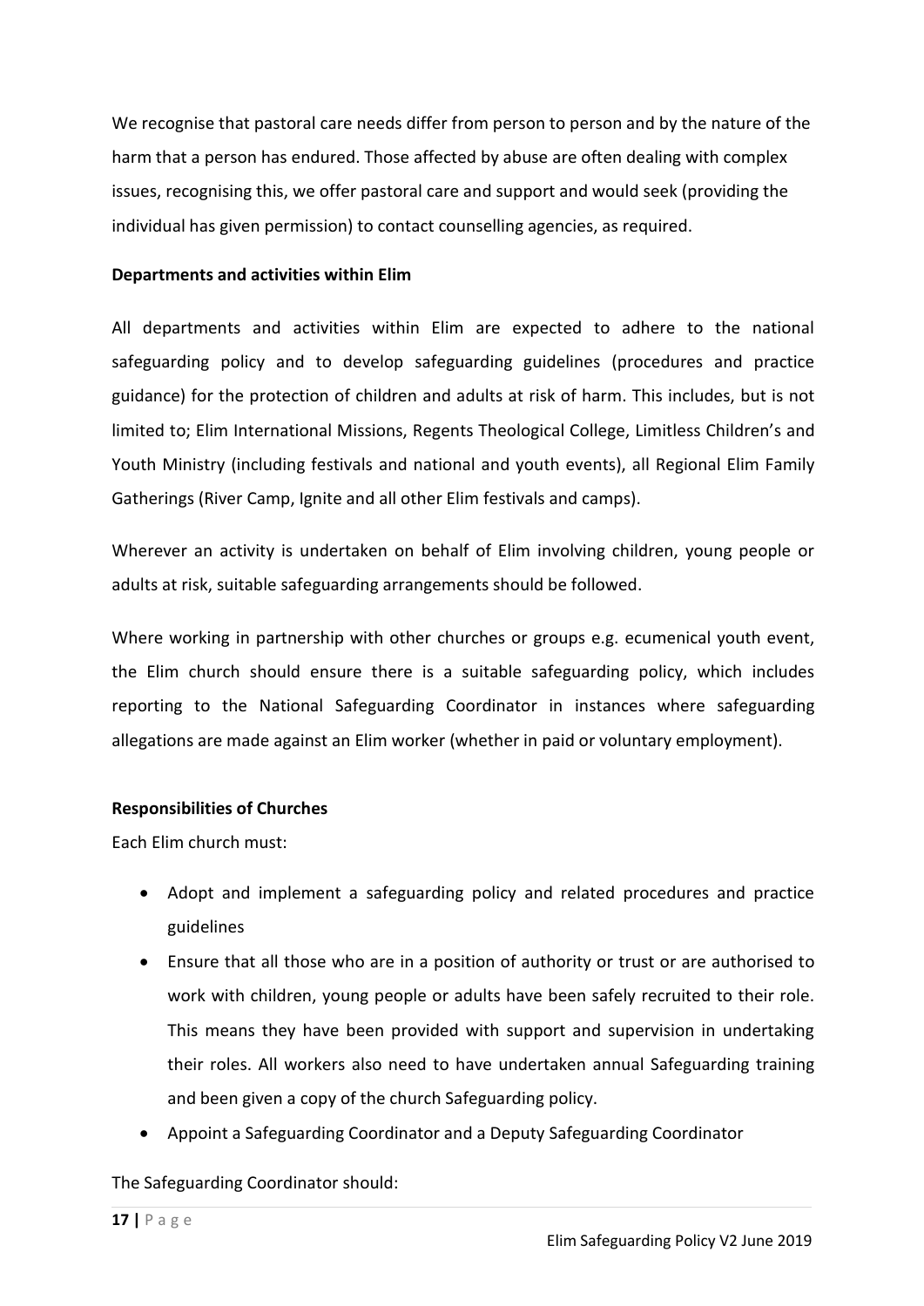We recognise that pastoral care needs differ from person to person and by the nature of the harm that a person has endured. Those affected by abuse are often dealing with complex issues, recognising this, we offer pastoral care and support and would seek (providing the individual has given permission) to contact counselling agencies, as required.

**Departments and activities within Elim**

All departments and activities within Elim are expected to adhere to the national safeguarding policy and to develop safeguarding guidelines (procedures and practice guidance) for the protection of children and adults at risk of harm. This includes, but is not limited to; Elim International Missions, Regents Theological College, Limitless Children's and Youth Ministry (including festivals and national and youth events), all Regional Elim Family Gatherings (River Camp, Ignite and all other Elim festivals and camps).

Wherever an activity is undertaken on behalf of Elim involving children, young people or adults at risk, suitable safeguarding arrangements should be followed.

Where working in partnership with other churches or groups e.g. ecumenical youth event, the Elim church should ensure there is a suitable safeguarding policy, which includes reporting to the National Safeguarding Coordinator in instances where safeguarding allegations are made against an Elim worker (whether in paid or voluntary employment).

**Responsibilities of Churches**

Each Elim church must:

- Adopt and implement a safeguarding policy and related procedures and practice guidelines
- Ensure that all those who are in a position of authority or trust or are authorised to work with children, young people or adults have been safely recruited to their role. This means they have been provided with support and supervision in undertaking their roles. All workers also need to have undertaken annual Safeguarding training and been given a copy of the church Safeguarding policy.
- Appoint a Safeguarding Coordinator and a Deputy Safeguarding Coordinator

The Safeguarding Coordinator should: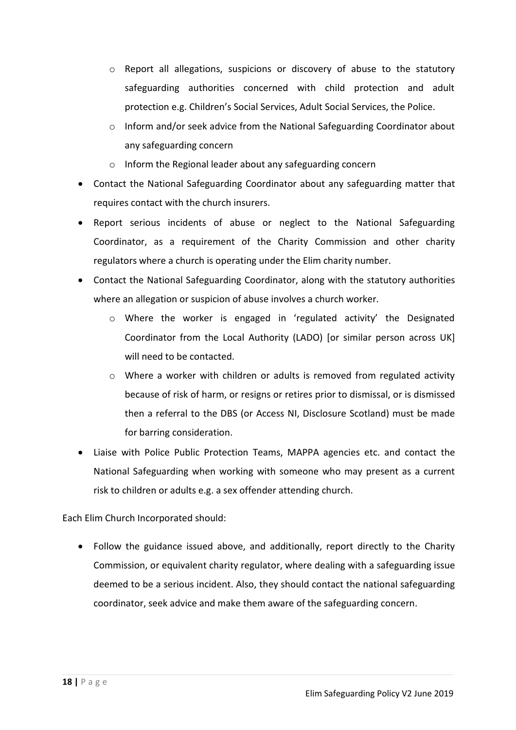- Report all allegations, suspicions or discovery of abuse to the statutory safeguarding authorities concerned with child protection and adult protection e.g. Children's Social Services, Adult Social Services, the Police.
    - Inform and/or seek advice from the National Safeguarding Coordinator about any safeguarding concern
    - Inform the Regional leader about any safeguarding concern
- Contact the National Safeguarding Coordinator about any safeguarding matter that requires contact with the church insurers.
- Report serious incidents of abuse or neglect to the National Safeguarding Coordinator, as a requirement of the Charity Commission and other charity regulators where a church is operating under the Elim charity number.
- Contact the National Safeguarding Coordinator, along with the statutory authorities where an allegation or suspicion of abuse involves a church worker.
    - Where the worker is engaged in 'regulated activity' the Designated Coordinator from the Local Authority (LADO) [or similar person across UK] will need to be contacted.
    - Where a worker with children or adults is removed from regulated activity because of risk of harm, or resigns or retires prior to dismissal, or is dismissed then a referral to the DBS (or Access NI, Disclosure Scotland) must be made for barring consideration.
- Liaise with Police Public Protection Teams, MAPPA agencies etc. and contact the National Safeguarding when working with someone who may present as a current risk to children or adults e.g. a sex offender attending church.

Each Elim Church Incorporated should:

- Follow the guidance issued above, and additionally, report directly to the Charity Commission, or equivalent charity regulator, where dealing with a safeguarding issue deemed to be a serious incident. Also, they should contact the national safeguarding coordinator, seek advice and make them aware of the safeguarding concern.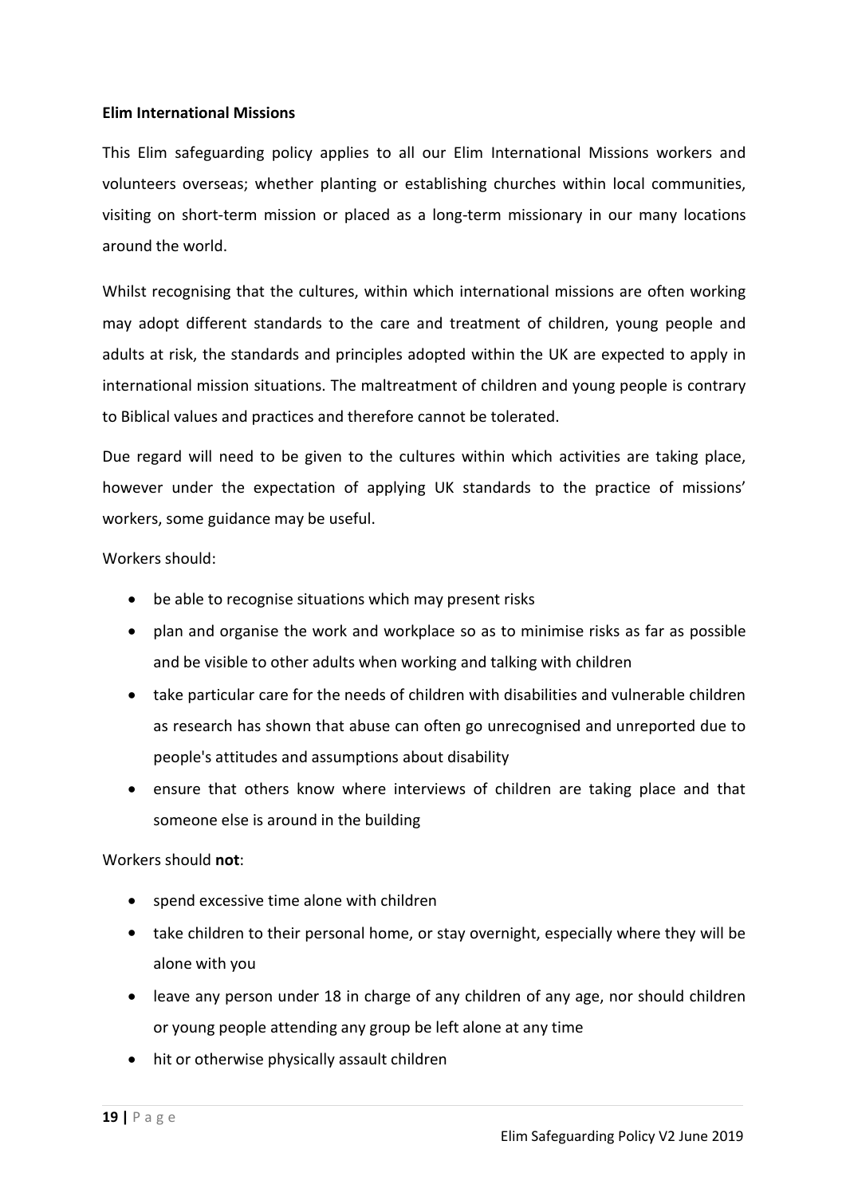**Elim International Missions**

This Elim safeguarding policy applies to all our Elim International Missions workers and volunteers overseas; whether planting or establishing churches within local communities, visiting on short-term mission or placed as a long-term missionary in our many locations around the world.

Whilst recognising that the cultures, within which international missions are often working may adopt different standards to the care and treatment of children, young people and adults at risk, the standards and principles adopted within the UK are expected to apply in international mission situations. The maltreatment of children and young people is contrary to Biblical values and practices and therefore cannot be tolerated.

Due regard will need to be given to the cultures within which activities are taking place, however under the expectation of applying UK standards to the practice of missions' workers, some guidance may be useful.

Workers should:

- be able to recognise situations which may present risks
- plan and organise the work and workplace so as to minimise risks as far as possible and be visible to other adults when working and talking with children
- take particular care for the needs of children with disabilities and vulnerable children as research has shown that abuse can often go unrecognised and unreported due to people's attitudes and assumptions about disability
- ensure that others know where interviews of children are taking place and that someone else is around in the building

Workers should **not**:

- spend excessive time alone with children
- take children to their personal home, or stay overnight, especially where they will be alone with you
- leave any person under 18 in charge of any children of any age, nor should children or young people attending any group be left alone at any time
- hit or otherwise physically assault children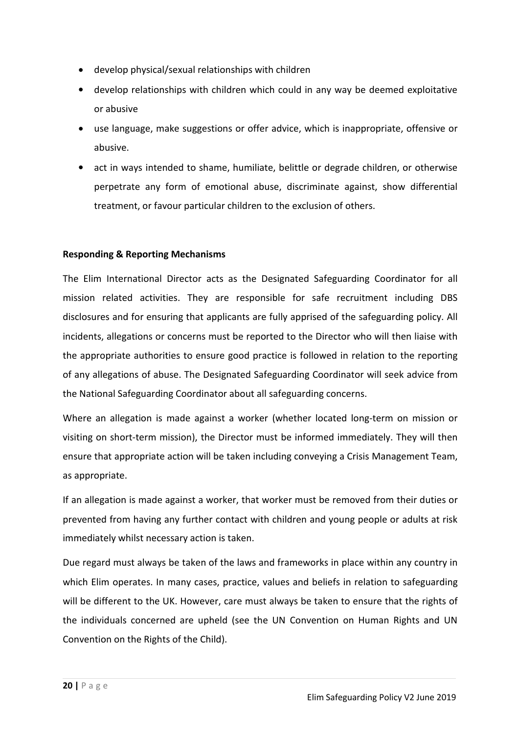- develop physical/sexual relationships with children
- develop relationships with children which could in any way be deemed exploitative or abusive
- use language, make suggestions or offer advice, which is inappropriate, offensive or abusive.
- act in ways intended to shame, humiliate, belittle or degrade children, or otherwise perpetrate any form of emotional abuse, discriminate against, show differential treatment, or favour particular children to the exclusion of others.

**Responding & Reporting Mechanisms**

The Elim International Director acts as the Designated Safeguarding Coordinator for all mission related activities. They are responsible for safe recruitment including DBS disclosures and for ensuring that applicants are fully apprised of the safeguarding policy. All incidents, allegations or concerns must be reported to the Director who will then liaise with the appropriate authorities to ensure good practice is followed in relation to the reporting of any allegations of abuse. The Designated Safeguarding Coordinator will seek advice from the National Safeguarding Coordinator about all safeguarding concerns.

Where an allegation is made against a worker (whether located long-term on mission or visiting on short-term mission), the Director must be informed immediately. They will then ensure that appropriate action will be taken including conveying a Crisis Management Team, as appropriate.

If an allegation is made against a worker, that worker must be removed from their duties or prevented from having any further contact with children and young people or adults at risk immediately whilst necessary action is taken.

Due regard must always be taken of the laws and frameworks in place within any country in which Elim operates. In many cases, practice, values and beliefs in relation to safeguarding will be different to the UK. However, care must always be taken to ensure that the rights of the individuals concerned are upheld (see the UN Convention on Human Rights and UN Convention on the Rights of the Child).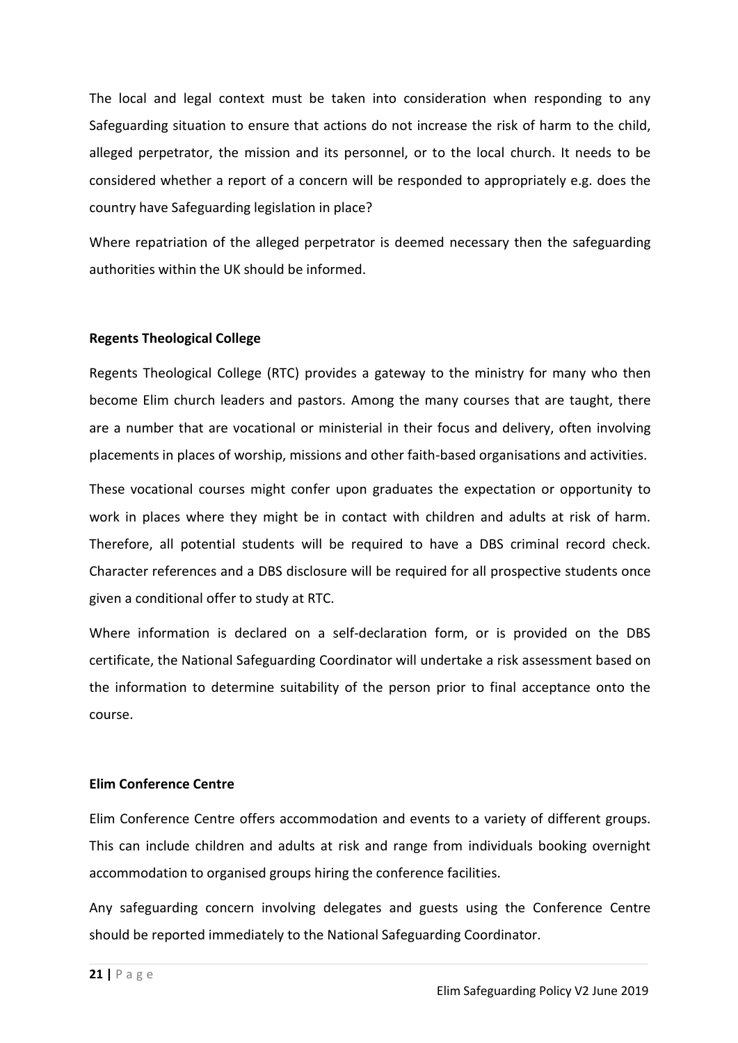The local and legal context must be taken into consideration when responding to any Safeguarding situation to ensure that actions do not increase the risk of harm to the child, alleged perpetrator, the mission and its personnel, or to the local church. It needs to be considered whether a report of a concern will be responded to appropriately e.g. does the country have Safeguarding legislation in place?

Where repatriation of the alleged perpetrator is deemed necessary then the safeguarding authorities within the UK should be informed.

**Regents Theological College**

Regents Theological College (RTC) provides a gateway to the ministry for many who then become Elim church leaders and pastors. Among the many courses that are taught, there are a number that are vocational or ministerial in their focus and delivery, often involving placements in places of worship, missions and other faith-based organisations and activities.

These vocational courses might confer upon graduates the expectation or opportunity to work in places where they might be in contact with children and adults at risk of harm. Therefore, all potential students will be required to have a DBS criminal record check. Character references and a DBS disclosure will be required for all prospective students once given a conditional offer to study at RTC.

Where information is declared on a self-declaration form, or is provided on the DBS certificate, the National Safeguarding Coordinator will undertake a risk assessment based on the information to determine suitability of the person prior to final acceptance onto the course.

**Elim Conference Centre**

Elim Conference Centre offers accommodation and events to a variety of different groups. This can include children and adults at risk and range from individuals booking overnight accommodation to organised groups hiring the conference facilities.

Any safeguarding concern involving delegates and guests using the Conference Centre should be reported immediately to the National Safeguarding Coordinator.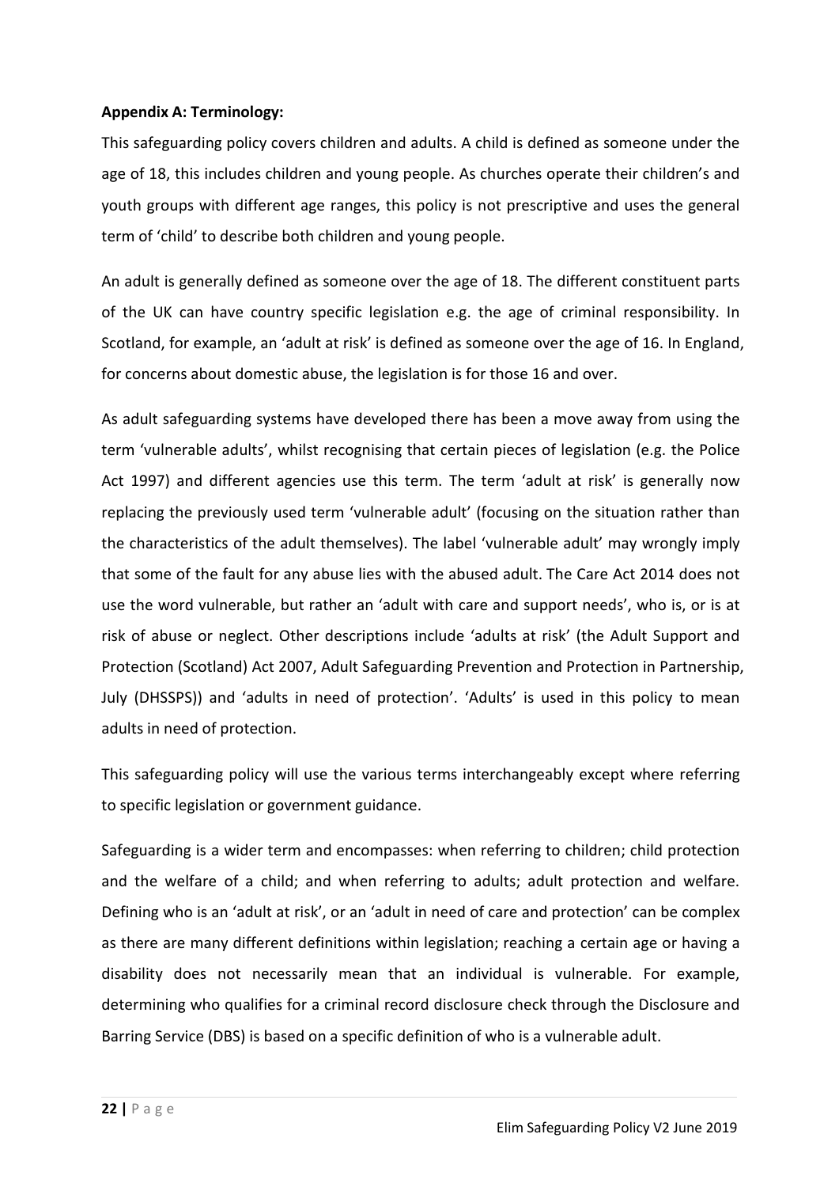**Appendix A: Terminology:**

This safeguarding policy covers children and adults. A child is defined as someone under the age of 18, this includes children and young people. As churches operate their children's and youth groups with different age ranges, this policy is not prescriptive and uses the general term of 'child' to describe both children and young people.

An adult is generally defined as someone over the age of 18. The different constituent parts of the UK can have country specific legislation e.g. the age of criminal responsibility. In Scotland, for example, an 'adult at risk' is defined as someone over the age of 16. In England, for concerns about domestic abuse, the legislation is for those 16 and over.

As adult safeguarding systems have developed there has been a move away from using the term 'vulnerable adults', whilst recognising that certain pieces of legislation (e.g. the Police Act 1997) and different agencies use this term. The term 'adult at risk' is generally now replacing the previously used term 'vulnerable adult' (focusing on the situation rather than the characteristics of the adult themselves). The label 'vulnerable adult' may wrongly imply that some of the fault for any abuse lies with the abused adult. The Care Act 2014 does not use the word vulnerable, but rather an 'adult with care and support needs', who is, or is at risk of abuse or neglect. Other descriptions include 'adults at risk' (the Adult Support and Protection (Scotland) Act 2007, Adult Safeguarding Prevention and Protection in Partnership, July (DHSSPS)) and 'adults in need of protection'. 'Adults' is used in this policy to mean adults in need of protection.

This safeguarding policy will use the various terms interchangeably except where referring to specific legislation or government guidance.

Safeguarding is a wider term and encompasses: when referring to children; child protection and the welfare of a child; and when referring to adults; adult protection and welfare. Defining who is an 'adult at risk', or an 'adult in need of care and protection' can be complex as there are many different definitions within legislation; reaching a certain age or having a disability does not necessarily mean that an individual is vulnerable. For example, determining who qualifies for a criminal record disclosure check through the Disclosure and Barring Service (DBS) is based on a specific definition of who is a vulnerable adult.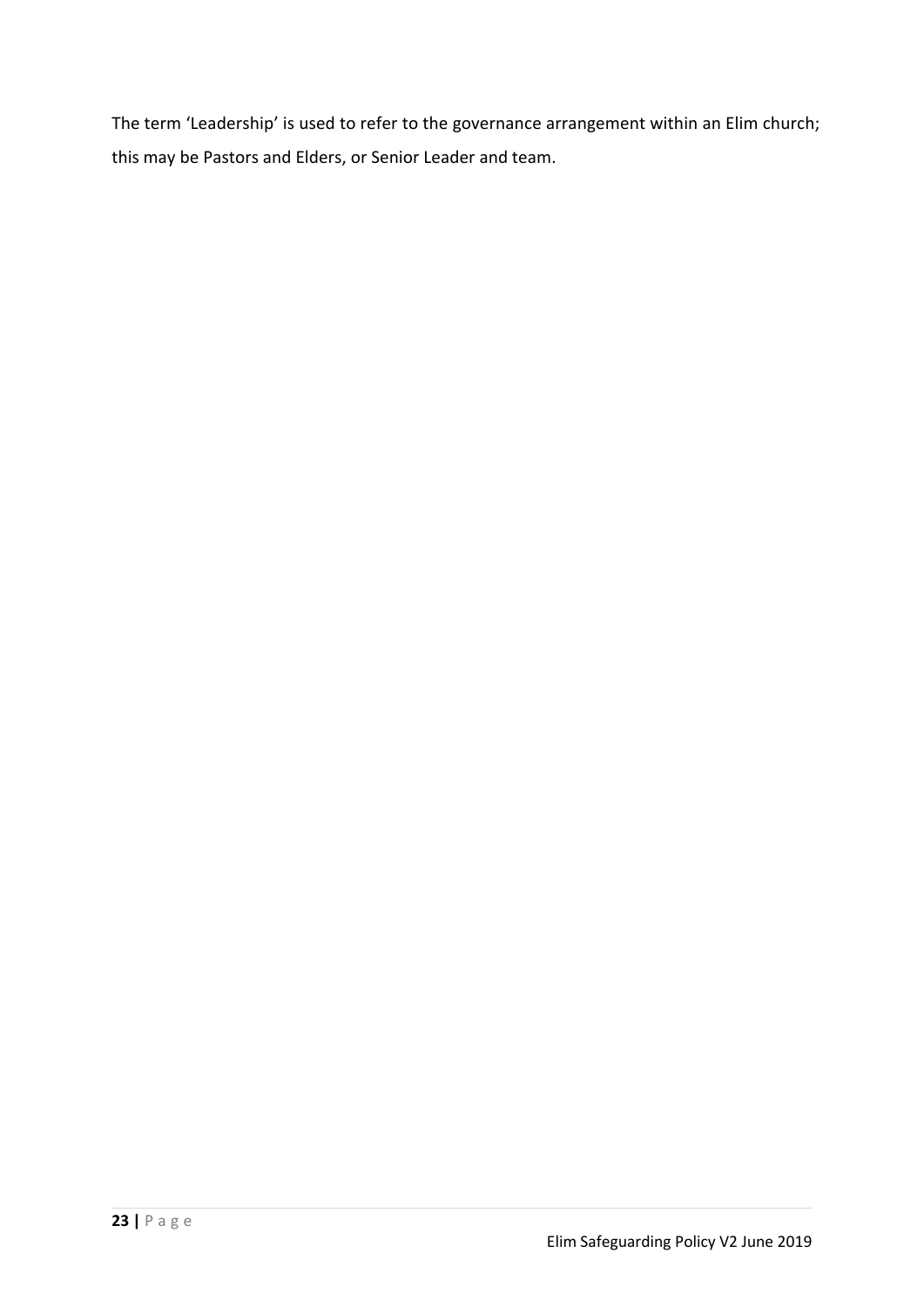The term 'Leadership' is used to refer to the governance arrangement within an Elim church; this may be Pastors and Elders, or Senior Leader and team.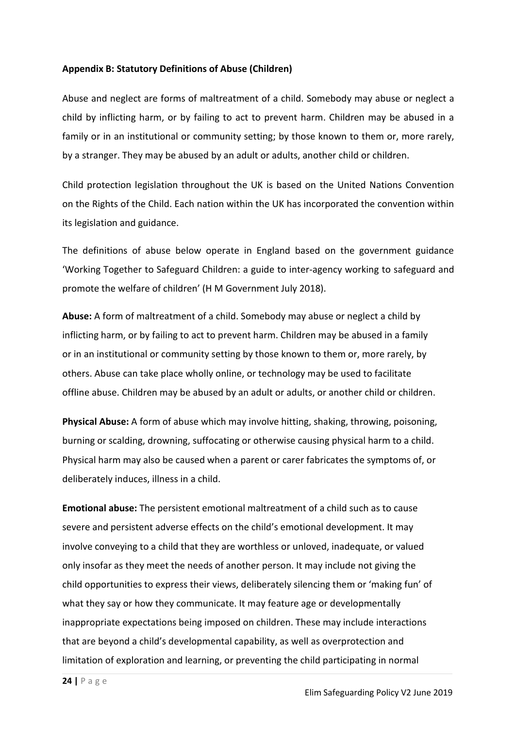**Appendix B: Statutory Definitions of Abuse (Children)**

Abuse and neglect are forms of maltreatment of a child. Somebody may abuse or neglect a child by inflicting harm, or by failing to act to prevent harm. Children may be abused in a family or in an institutional or community setting; by those known to them or, more rarely, by a stranger. They may be abused by an adult or adults, another child or children.

Child protection legislation throughout the UK is based on the United Nations Convention on the Rights of the Child. Each nation within the UK has incorporated the convention within its legislation and guidance.

The definitions of abuse below operate in England based on the government guidance 'Working Together to Safeguard Children: a guide to inter-agency working to safeguard and promote the welfare of children' (H M Government July 2018).

**Abuse:** A form of maltreatment of a child. Somebody may abuse or neglect a child by inflicting harm, or by failing to act to prevent harm. Children may be abused in a family or in an institutional or community setting by those known to them or, more rarely, by others. Abuse can take place wholly online, or technology may be used to facilitate offline abuse. Children may be abused by an adult or adults, or another child or children.

**Physical Abuse:** A form of abuse which may involve hitting, shaking, throwing, poisoning, burning or scalding, drowning, suffocating or otherwise causing physical harm to a child. Physical harm may also be caused when a parent or carer fabricates the symptoms of, or deliberately induces, illness in a child.

**Emotional abuse:** The persistent emotional maltreatment of a child such as to cause severe and persistent adverse effects on the child's emotional development. It may involve conveying to a child that they are worthless or unloved, inadequate, or valued only insofar as they meet the needs of another person. It may include not giving the child opportunities to express their views, deliberately silencing them or 'making fun' of what they say or how they communicate. It may feature age or developmentally inappropriate expectations being imposed on children. These may include interactions that are beyond a child's developmental capability, as well as overprotection and limitation of exploration and learning, or preventing the child participating in normal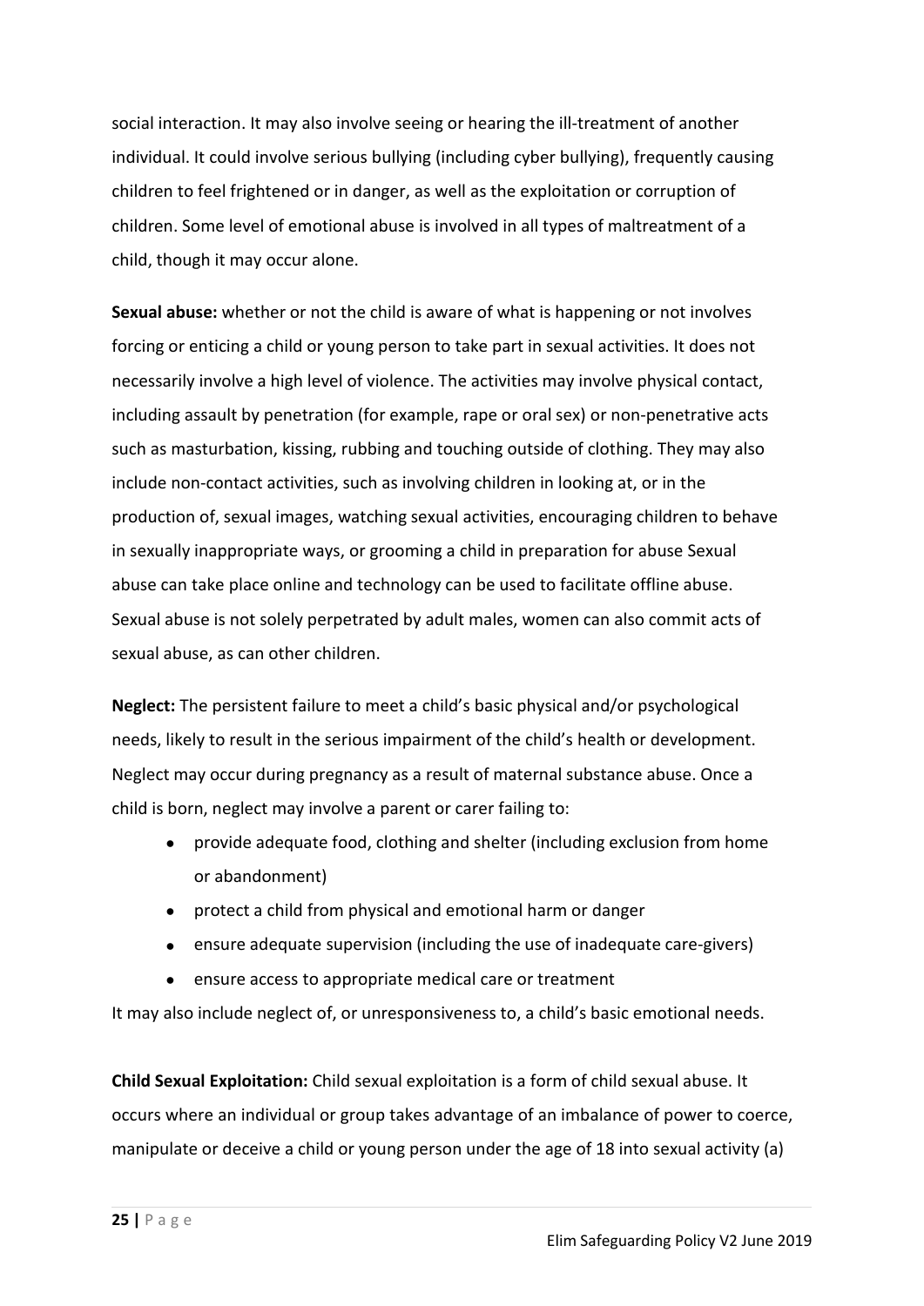social interaction. It may also involve seeing or hearing the ill-treatment of another individual. It could involve serious bullying (including cyber bullying), frequently causing children to feel frightened or in danger, as well as the exploitation or corruption of children. Some level of emotional abuse is involved in all types of maltreatment of a child, though it may occur alone.

**Sexual abuse:** whether or not the child is aware of what is happening or not involves forcing or enticing a child or young person to take part in sexual activities. It does not necessarily involve a high level of violence. The activities may involve physical contact, including assault by penetration (for example, rape or oral sex) or non-penetrative acts such as masturbation, kissing, rubbing and touching outside of clothing. They may also include non-contact activities, such as involving children in looking at, or in the production of, sexual images, watching sexual activities, encouraging children to behave in sexually inappropriate ways, or grooming a child in preparation for abuse Sexual abuse can take place online and technology can be used to facilitate offline abuse. Sexual abuse is not solely perpetrated by adult males, women can also commit acts of sexual abuse, as can other children.

**Neglect:** The persistent failure to meet a child's basic physical and/or psychological needs, likely to result in the serious impairment of the child's health or development. Neglect may occur during pregnancy as a result of maternal substance abuse. Once a child is born, neglect may involve a parent or carer failing to:

- provide adequate food, clothing and shelter (including exclusion from home or abandonment)
- protect a child from physical and emotional harm or danger
- ensure adequate supervision (including the use of inadequate care-givers)
- ensure access to appropriate medical care or treatment

It may also include neglect of, or unresponsiveness to, a child's basic emotional needs.

**Child Sexual Exploitation:** Child sexual exploitation is a form of child sexual abuse. It occurs where an individual or group takes advantage of an imbalance of power to coerce, manipulate or deceive a child or young person under the age of 18 into sexual activity (a)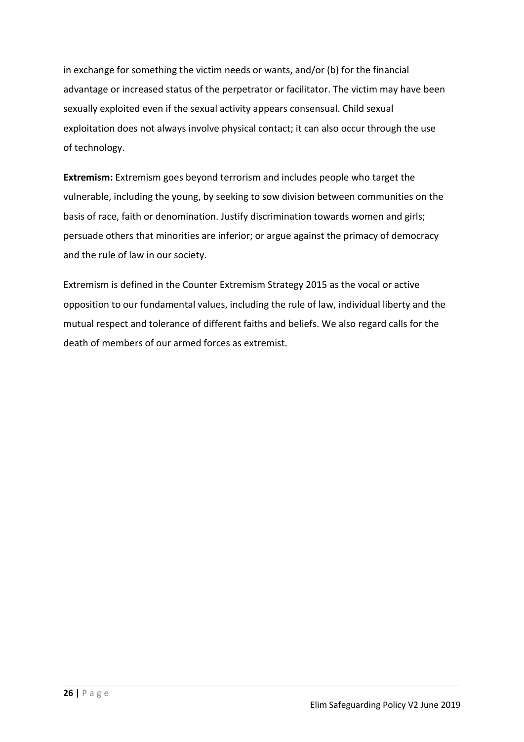in exchange for something the victim needs or wants, and/or (b) for the financial advantage or increased status of the perpetrator or facilitator. The victim may have been sexually exploited even if the sexual activity appears consensual. Child sexual exploitation does not always involve physical contact; it can also occur through the use of technology.

**Extremism:** Extremism goes beyond terrorism and includes people who target the vulnerable, including the young, by seeking to sow division between communities on the basis of race, faith or denomination. Justify discrimination towards women and girls; persuade others that minorities are inferior; or argue against the primacy of democracy and the rule of law in our society.

Extremism is defined in the Counter Extremism Strategy 2015 as the vocal or active opposition to our fundamental values, including the rule of law, individual liberty and the mutual respect and tolerance of different faiths and beliefs. We also regard calls for the death of members of our armed forces as extremist.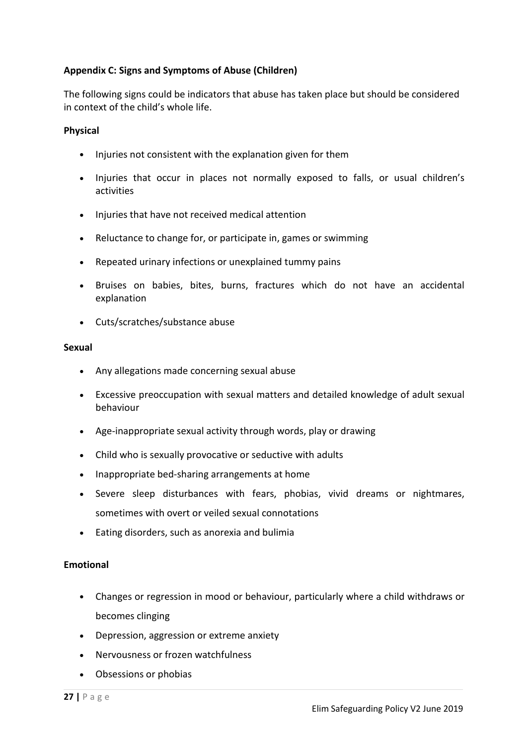## Appendix C: Signs and Symptoms of Abuse (Children)

The following signs could be indicators that abuse has taken place but should be considered in context of the child's whole life.

### Physical

- Injuries not consistent with the explanation given for them
- Injuries that occur in places not normally exposed to falls, or usual children's activities
- Injuries that have not received medical attention
- Reluctance to change for, or participate in, games or swimming
- Repeated urinary infections or unexplained tummy pains
- Bruises on babies, bites, burns, fractures which do not have an accidental explanation
- Cuts/scratches/substance abuse

### Sexual

- Any allegations made concerning sexual abuse
- Excessive preoccupation with sexual matters and detailed knowledge of adult sexual behaviour
- Age-inappropriate sexual activity through words, play or drawing
- Child who is sexually provocative or seductive with adults
- Inappropriate bed-sharing arrangements at home
- Severe sleep disturbances with fears, phobias, vivid dreams or nightmares, sometimes with overt or veiled sexual connotations
- Eating disorders, such as anorexia and bulimia

### Emotional

- Changes or regression in mood or behaviour, particularly where a child withdraws or becomes clinging
- Depression, aggression or extreme anxiety
- Nervousness or frozen watchfulness
- Obsessions or phobias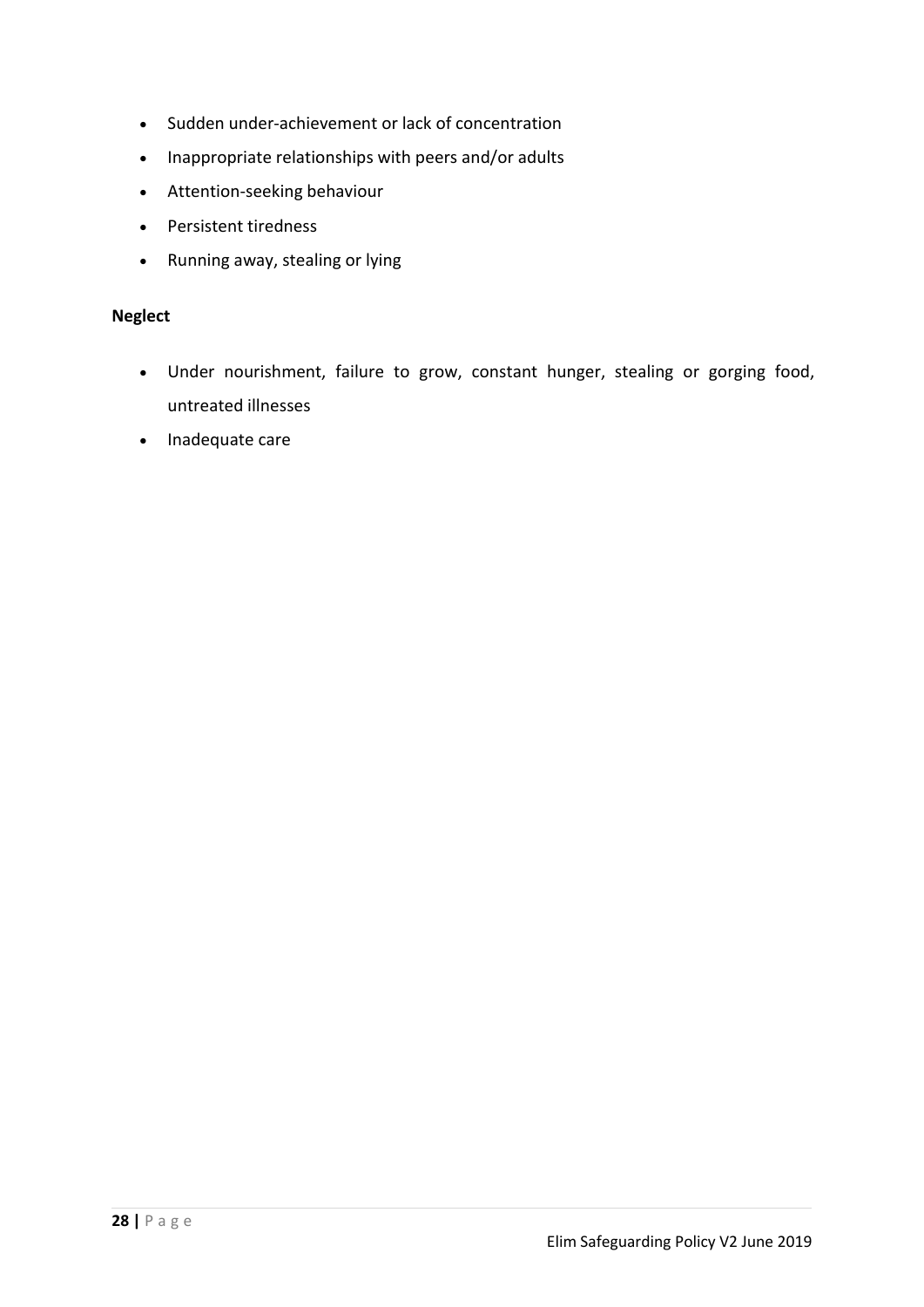- Sudden under-achievement or lack of concentration
- Inappropriate relationships with peers and/or adults
- Attention-seeking behaviour
- Persistent tiredness
- Running away, stealing or lying

**Neglect**

- Under nourishment, failure to grow, constant hunger, stealing or gorging food, untreated illnesses
- Inadequate care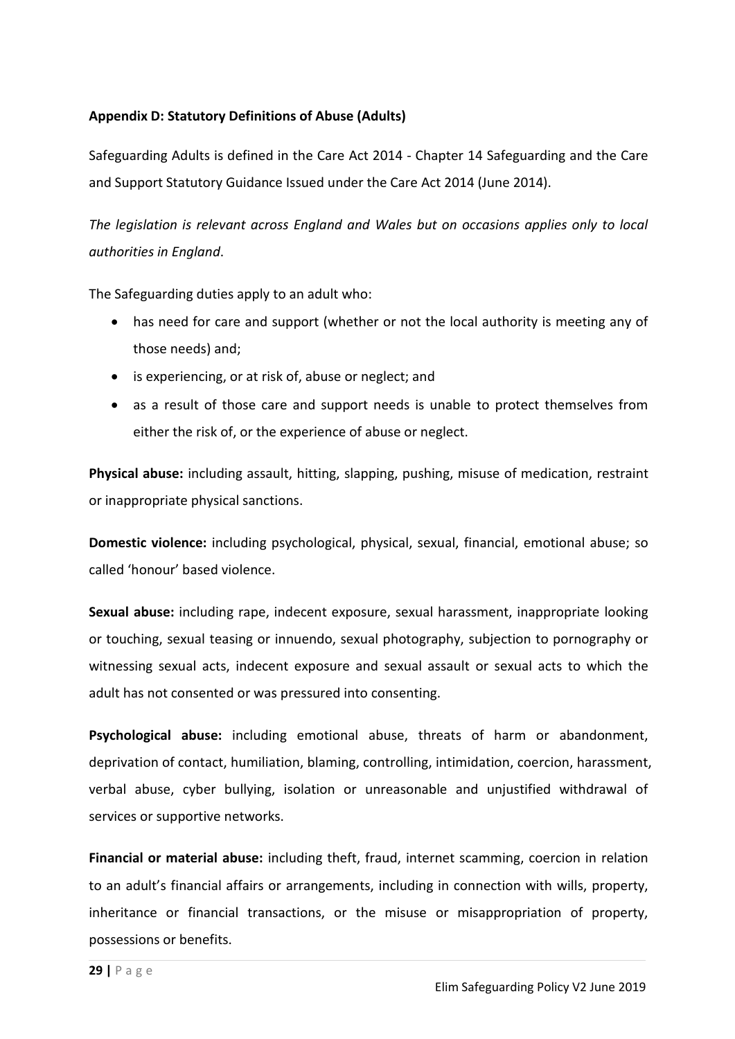**Appendix D: Statutory Definitions of Abuse (Adults)**

Safeguarding Adults is defined in the Care Act 2014 - Chapter 14 Safeguarding and the Care and Support Statutory Guidance Issued under the Care Act 2014 (June 2014).

*The legislation is relevant across England and Wales but on occasions applies only to local authorities in England.*

The Safeguarding duties apply to an adult who:

- has need for care and support (whether or not the local authority is meeting any of those needs) and;
- is experiencing, or at risk of, abuse or neglect; and
- as a result of those care and support needs is unable to protect themselves from either the risk of, or the experience of abuse or neglect.

**Physical abuse:** including assault, hitting, slapping, pushing, misuse of medication, restraint or inappropriate physical sanctions.

**Domestic violence:** including psychological, physical, sexual, financial, emotional abuse; so called 'honour' based violence.

**Sexual abuse:** including rape, indecent exposure, sexual harassment, inappropriate looking or touching, sexual teasing or innuendo, sexual photography, subjection to pornography or witnessing sexual acts, indecent exposure and sexual assault or sexual acts to which the adult has not consented or was pressured into consenting.

**Psychological abuse:** including emotional abuse, threats of harm or abandonment, deprivation of contact, humiliation, blaming, controlling, intimidation, coercion, harassment, verbal abuse, cyber bullying, isolation or unreasonable and unjustified withdrawal of services or supportive networks.

**Financial or material abuse:** including theft, fraud, internet scamming, coercion in relation to an adult's financial affairs or arrangements, including in connection with wills, property, inheritance or financial transactions, or the misuse or misappropriation of property, possessions or benefits.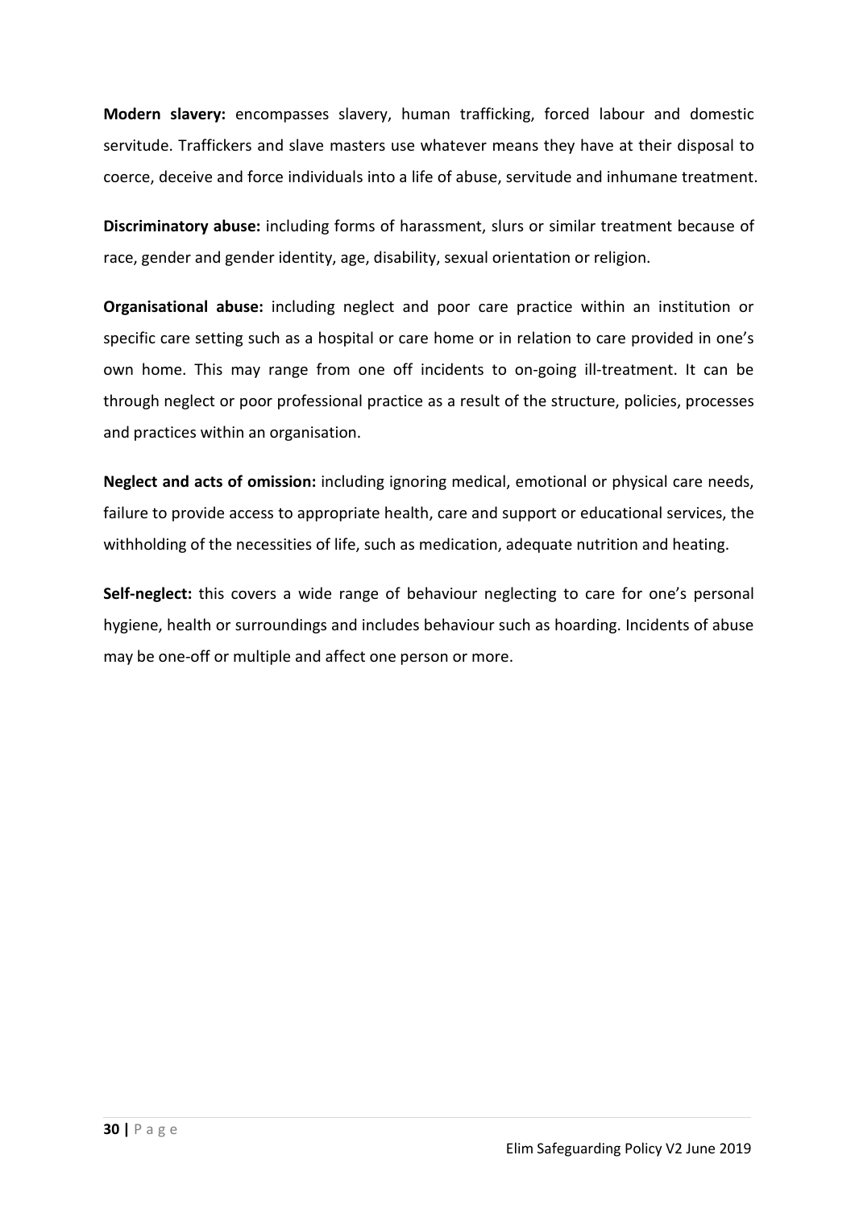**Modern slavery:** encompasses slavery, human trafficking, forced labour and domestic servitude. Traffickers and slave masters use whatever means they have at their disposal to coerce, deceive and force individuals into a life of abuse, servitude and inhumane treatment.

**Discriminatory abuse:** including forms of harassment, slurs or similar treatment because of race, gender and gender identity, age, disability, sexual orientation or religion.

**Organisational abuse:** including neglect and poor care practice within an institution or specific care setting such as a hospital or care home or in relation to care provided in one's own home. This may range from one off incidents to on-going ill-treatment. It can be through neglect or poor professional practice as a result of the structure, policies, processes and practices within an organisation.

**Neglect and acts of omission:** including ignoring medical, emotional or physical care needs, failure to provide access to appropriate health, care and support or educational services, the withholding of the necessities of life, such as medication, adequate nutrition and heating.

**Self-neglect:** this covers a wide range of behaviour neglecting to care for one's personal hygiene, health or surroundings and includes behaviour such as hoarding. Incidents of abuse may be one-off or multiple and affect one person or more.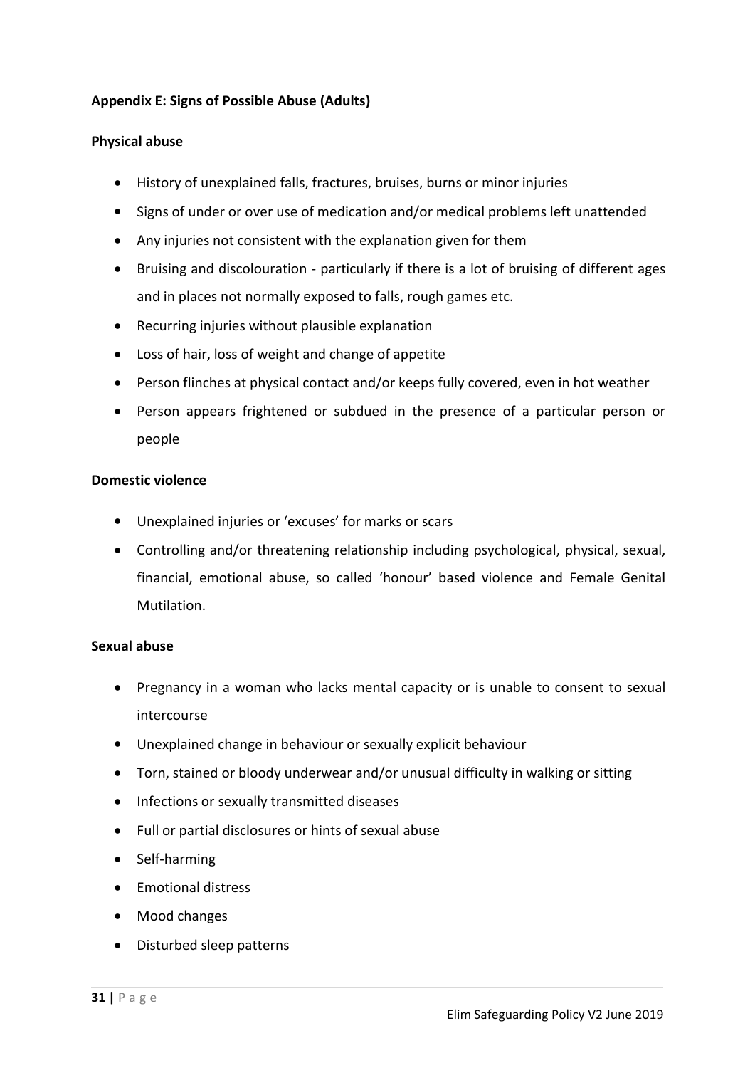**Appendix E: Signs of Possible Abuse (Adults)**

**Physical abuse**

- History of unexplained falls, fractures, bruises, burns or minor injuries
- Signs of under or over use of medication and/or medical problems left unattended
- Any injuries not consistent with the explanation given for them
- Bruising and discolouration - particularly if there is a lot of bruising of different ages and in places not normally exposed to falls, rough games etc.
- Recurring injuries without plausible explanation
- Loss of hair, loss of weight and change of appetite
- Person flinches at physical contact and/or keeps fully covered, even in hot weather
- Person appears frightened or subdued in the presence of a particular person or people

**Domestic violence**

- Unexplained injuries or 'excuses' for marks or scars
- Controlling and/or threatening relationship including psychological, physical, sexual, financial, emotional abuse, so called 'honour' based violence and Female Genital Mutilation.

**Sexual abuse**

- Pregnancy in a woman who lacks mental capacity or is unable to consent to sexual intercourse
- Unexplained change in behaviour or sexually explicit behaviour
- Torn, stained or bloody underwear and/or unusual difficulty in walking or sitting
- Infections or sexually transmitted diseases
- Full or partial disclosures or hints of sexual abuse
- Self-harming
- Emotional distress
- Mood changes
- Disturbed sleep patterns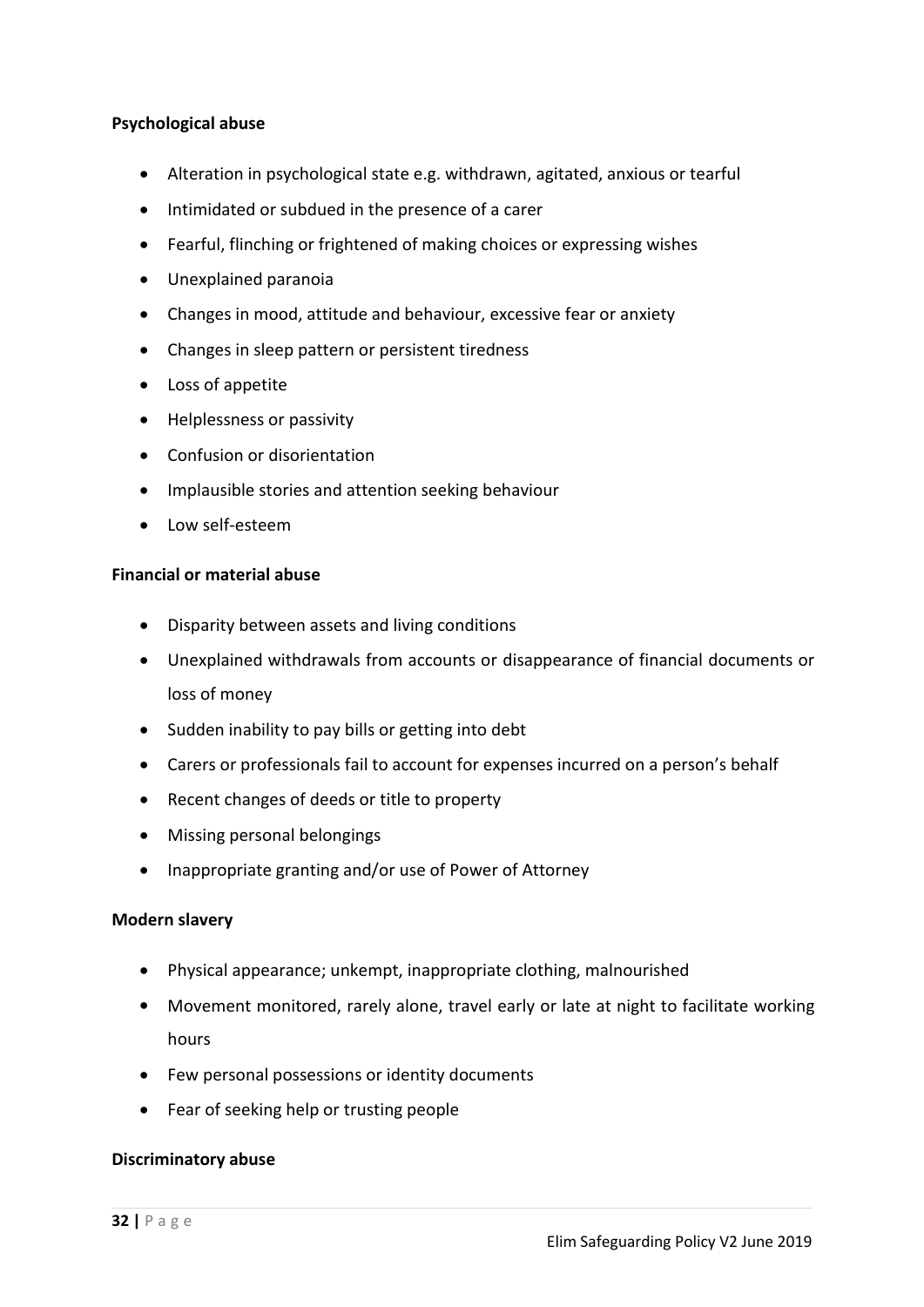**Psychological abuse**

- Alteration in psychological state e.g. withdrawn, agitated, anxious or tearful
- Intimidated or subdued in the presence of a carer
- Fearful, flinching or frightened of making choices or expressing wishes
- Unexplained paranoia
- Changes in mood, attitude and behaviour, excessive fear or anxiety
- Changes in sleep pattern or persistent tiredness
- Loss of appetite
- Helplessness or passivity
- Confusion or disorientation
- Implausible stories and attention seeking behaviour
- Low self-esteem

**Financial or material abuse**

- Disparity between assets and living conditions
- Unexplained withdrawals from accounts or disappearance of financial documents or loss of money
- Sudden inability to pay bills or getting into debt
- Carers or professionals fail to account for expenses incurred on a person's behalf
- Recent changes of deeds or title to property
- Missing personal belongings
- Inappropriate granting and/or use of Power of Attorney

**Modern slavery**

- Physical appearance; unkempt, inappropriate clothing, malnourished
- Movement monitored, rarely alone, travel early or late at night to facilitate working hours
- Few personal possessions or identity documents
- Fear of seeking help or trusting people

**Discriminatory abuse**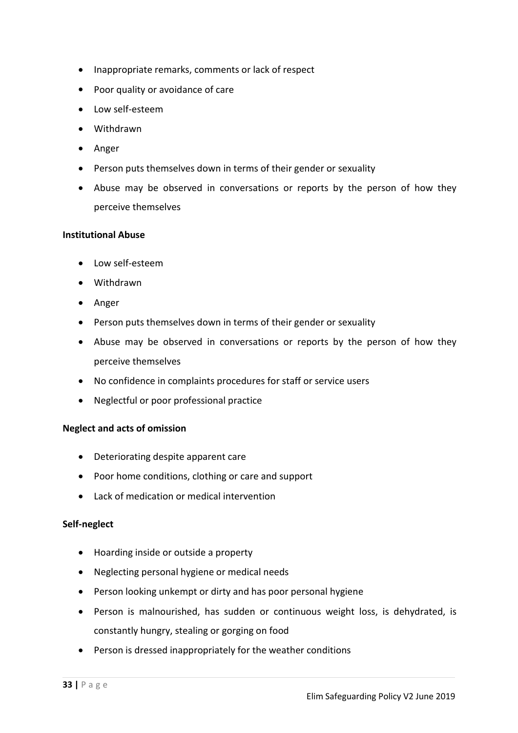- Inappropriate remarks, comments or lack of respect
- Poor quality or avoidance of care
- Low self-esteem
- Withdrawn
- Anger
- Person puts themselves down in terms of their gender or sexuality
- Abuse may be observed in conversations or reports by the person of how they perceive themselves

**Institutional Abuse**

- Low self-esteem
- Withdrawn
- Anger
- Person puts themselves down in terms of their gender or sexuality
- Abuse may be observed in conversations or reports by the person of how they perceive themselves
- No confidence in complaints procedures for staff or service users
- Neglectful or poor professional practice

**Neglect and acts of omission**

- Deteriorating despite apparent care
- Poor home conditions, clothing or care and support
- Lack of medication or medical intervention

**Self-neglect**

- Hoarding inside or outside a property
- Neglecting personal hygiene or medical needs
- Person looking unkempt or dirty and has poor personal hygiene
- Person is malnourished, has sudden or continuous weight loss, is dehydrated, is constantly hungry, stealing or gorging on food
- Person is dressed inappropriately for the weather conditions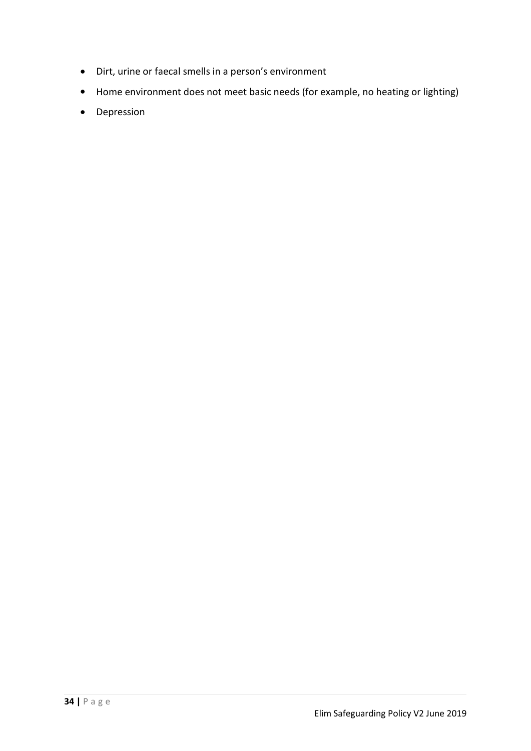- Dirt, urine or faecal smells in a person's environment
- Home environment does not meet basic needs (for example, no heating or lighting)
- Depression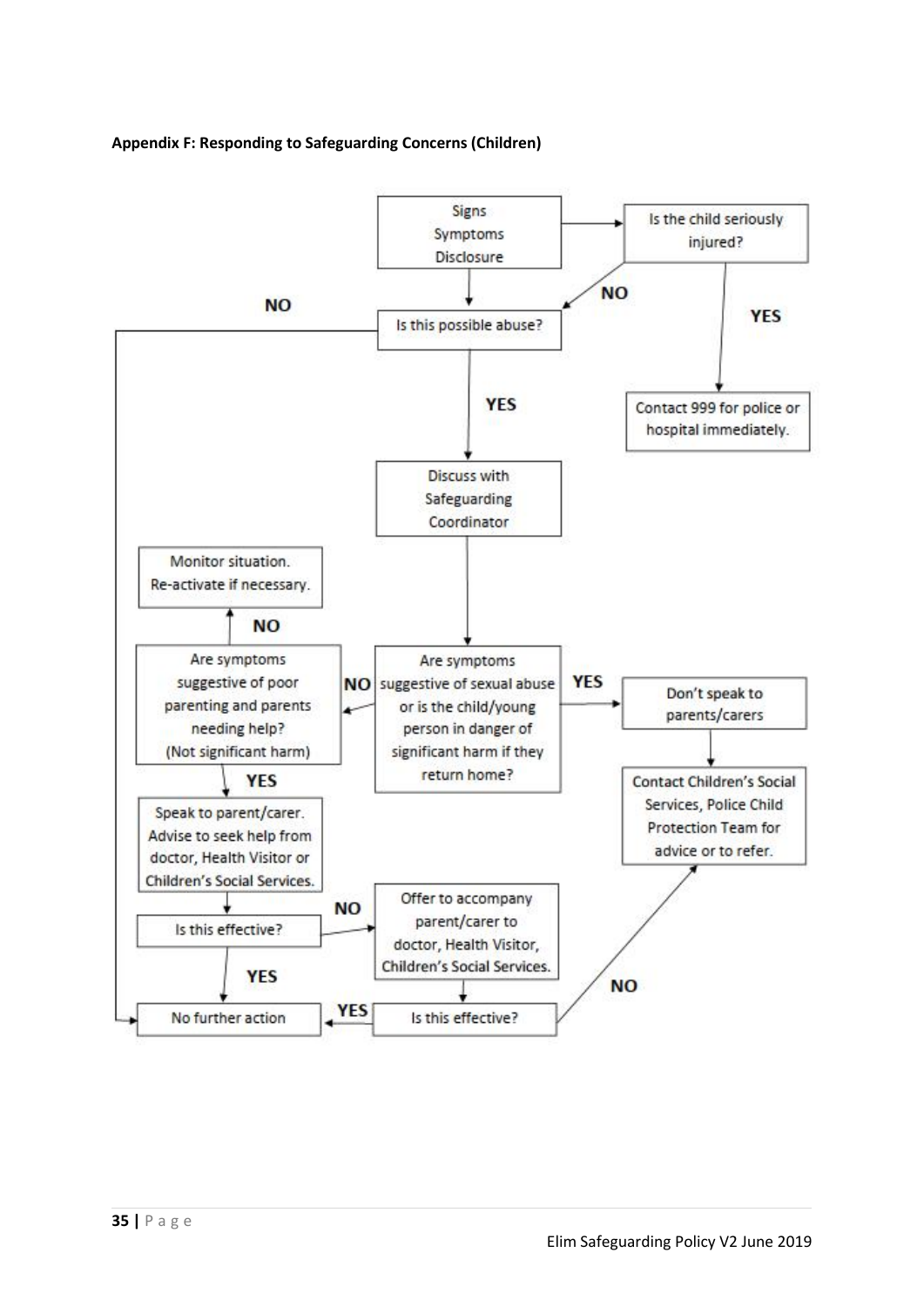**Appendix F: Responding to Safeguarding Concerns (Children)**

Signs
Symptoms
Disclosure

Is the child seriously injured?

NO

YES

Contact 999 for police or hospital immediately.

Is this possible abuse?

NO

YES

Discuss with Safeguarding Coordinator

Are symptoms suggestive of sexual abuse or is the child/young person in danger of significant harm if they return home?

YES

Don't speak to parents/carers

Contact Children's Social Services, Police Child Protection Team for advice or to refer.

NO

Are symptoms suggestive of poor parenting and parents needing help? (Not significant harm)

NO

Monitor situation. Re-activate if necessary.

YES

Speak to parent/carer. Advise to seek help from doctor, Health Visitor or Children's Social Services.

Is this effective?

NO

Offer to accompany parent/carer to doctor, Health Visitor, Children's Social Services.

Is this effective?

NO

YES

YES

No further action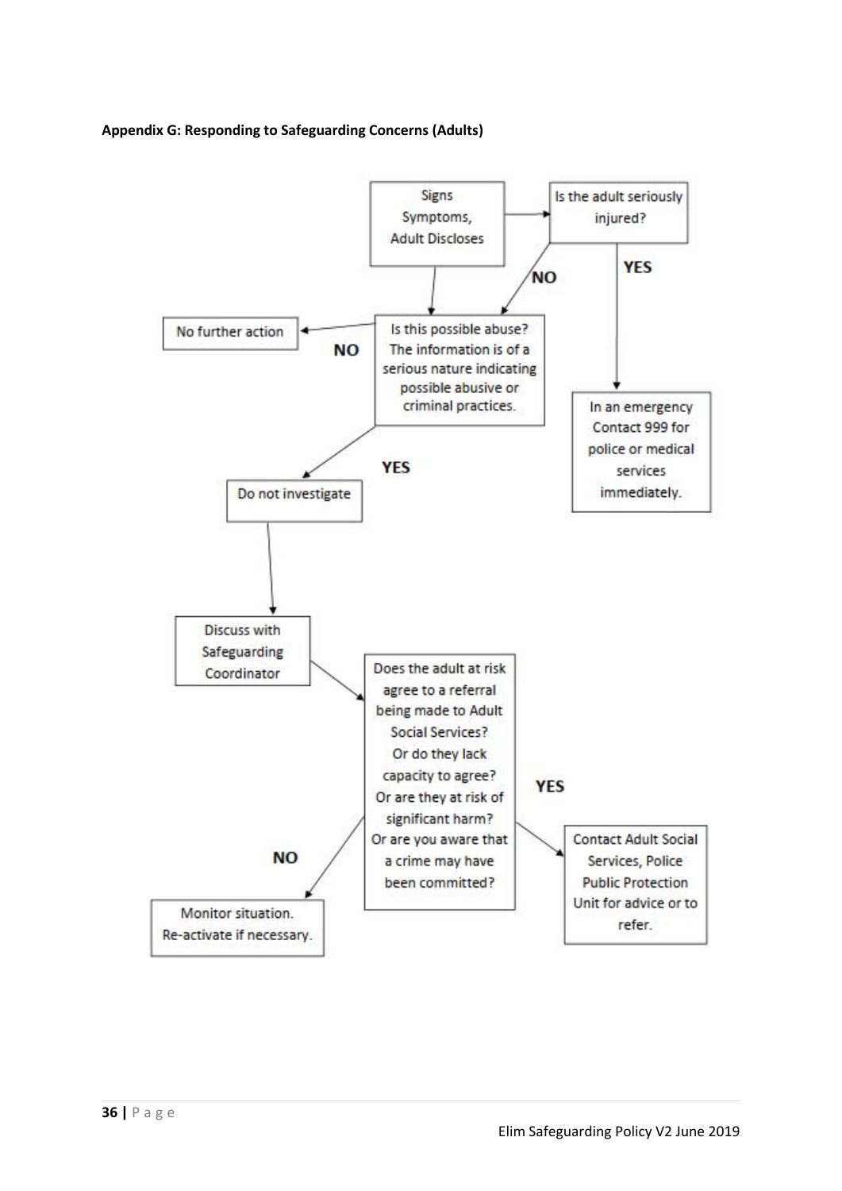**Appendix G: Responding to Safeguarding Concerns (Adults)**

Signs
Symptoms,
Adult Discloses

Is the adult seriously injured?

NO

YES

No further action

NO

Is this possible abuse? The information is of a serious nature indicating possible abusive or criminal practices.

In an emergency Contact 999 for police or medical services immediately.

YES

Do not investigate

Discuss with Safeguarding Coordinator

Does the adult at risk agree to a referral being made to Adult Social Services? Or do they lack capacity to agree? Or are they at risk of significant harm? Or are you aware that a crime may have been committed?

YES

NO

Contact Adult Social Services, Police Public Protection Unit for advice or to refer.

Monitor situation. Re-activate if necessary.